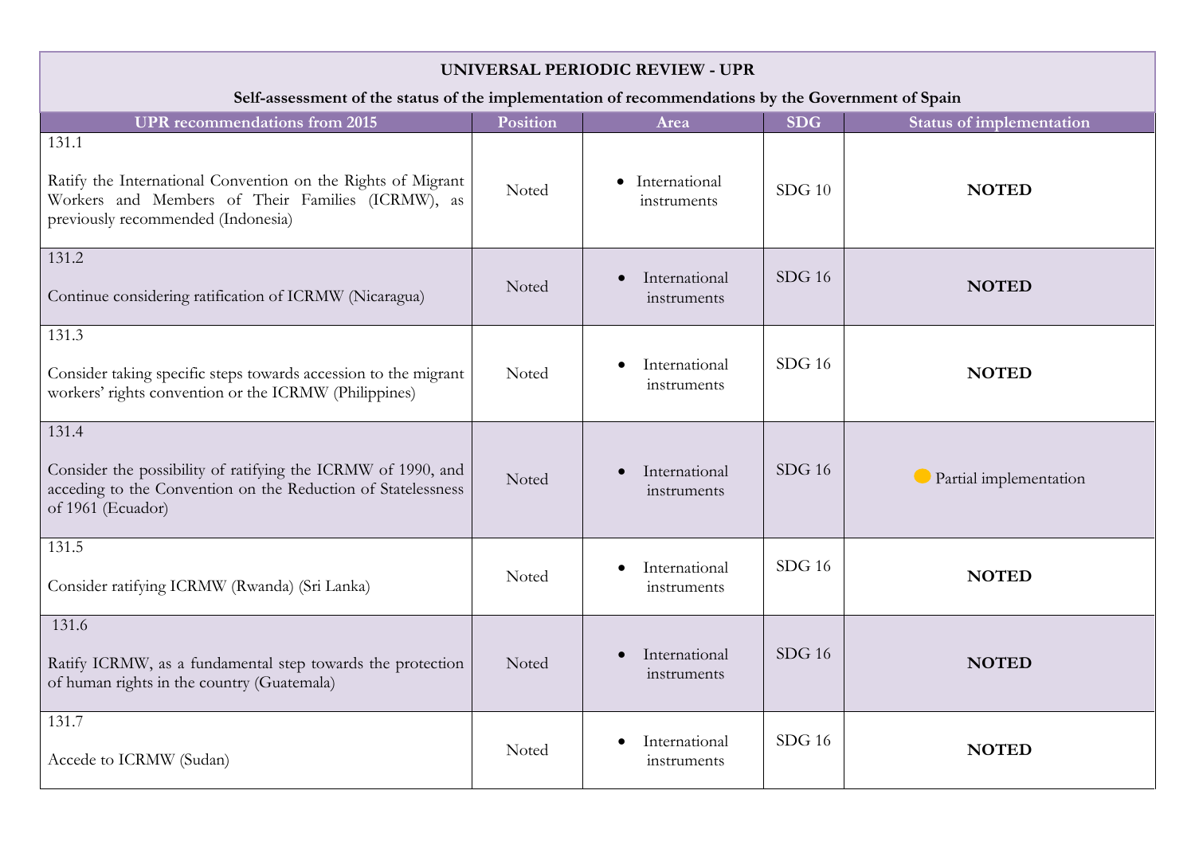| UNIVERSAL PERIODIC REVIEW - UPR<br>Self-assessment of the status of the implementation of recommendations by the Government of Spain | | | | |
|---|---|---|---|---|
| **UPR recommendations from 2015** | **Position** | **Area** | **SDG** | **Status of implementation** |
| 131.1<br><br>Ratify the International Convention on the Rights of Migrant Workers and Members of Their Families (ICRMW), as previously recommended (Indonesia) | Noted | • International instruments | SDG 10 | **NOTED** |
| 131.2<br><br>Continue considering ratification of ICRMW (Nicaragua) | Noted | • International instruments | SDG 16 | **NOTED** |
| 131.3<br><br>Consider taking specific steps towards accession to the migrant workers' rights convention or the ICRMW (Philippines) | Noted | • International instruments | SDG 16 | **NOTED** |
| 131.4<br><br>Consider the possibility of ratifying the ICRMW of 1990, and acceding to the Convention on the Reduction of Statelessness of 1961 (Ecuador) | Noted | • International instruments | SDG 16 | Partial implementation |
| 131.5<br><br>Consider ratifying ICRMW (Rwanda) (Sri Lanka) | Noted | • International instruments | SDG 16 | **NOTED** |
| 131.6<br><br>Ratify ICRMW, as a fundamental step towards the protection of human rights in the country (Guatemala) | Noted | • International instruments | SDG 16 | **NOTED** |
| 131.7<br><br>Accede to ICRMW (Sudan) | Noted | • International instruments | SDG 16 | **NOTED** |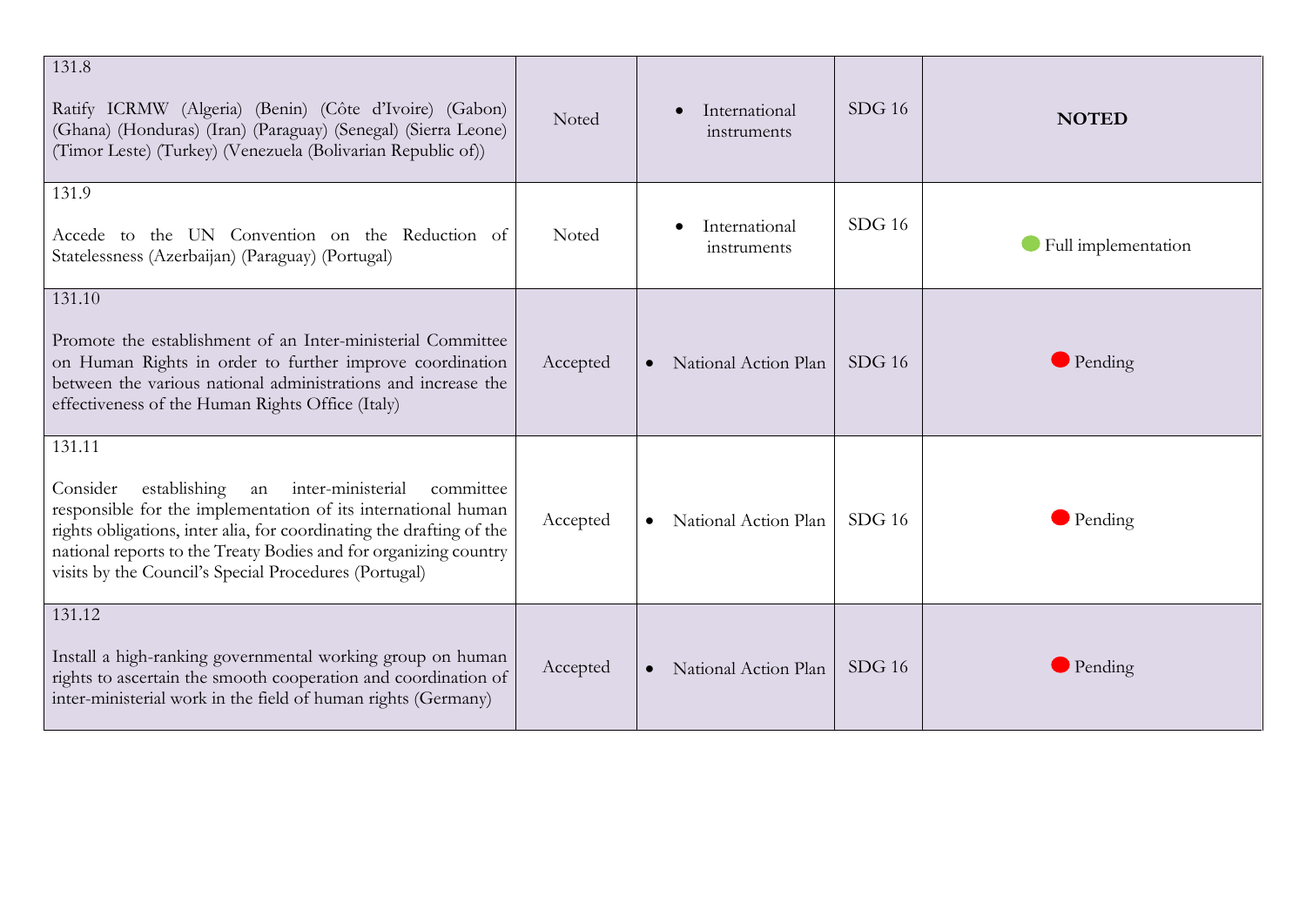| | | | | |
|---|---|---|---|---|
| 131.8<br><br>Ratify ICRMW (Algeria) (Benin) (Côte d'Ivoire) (Gabon) (Ghana) (Honduras) (Iran) (Paraguay) (Senegal) (Sierra Leone) (Timor Leste) (Turkey) (Venezuela (Bolivarian Republic of)) | Noted | • International instruments | SDG 16 | **NOTED** |
| 131.9<br><br>Accede to the UN Convention on the Reduction of Statelessness (Azerbaijan) (Paraguay) (Portugal) | Noted | • International instruments | SDG 16 | Full implementation |
| 131.10<br><br>Promote the establishment of an Inter-ministerial Committee on Human Rights in order to further improve coordination between the various national administrations and increase the effectiveness of the Human Rights Office (Italy) | Accepted | • National Action Plan | SDG 16 | Pending |
| 131.11<br><br>Consider establishing an inter-ministerial committee responsible for the implementation of its international human rights obligations, inter alia, for coordinating the drafting of the national reports to the Treaty Bodies and for organizing country visits by the Council's Special Procedures (Portugal) | Accepted | • National Action Plan | SDG 16 | Pending |
| 131.12<br><br>Install a high-ranking governmental working group on human rights to ascertain the smooth cooperation and coordination of inter-ministerial work in the field of human rights (Germany) | Accepted | • National Action Plan | SDG 16 | Pending |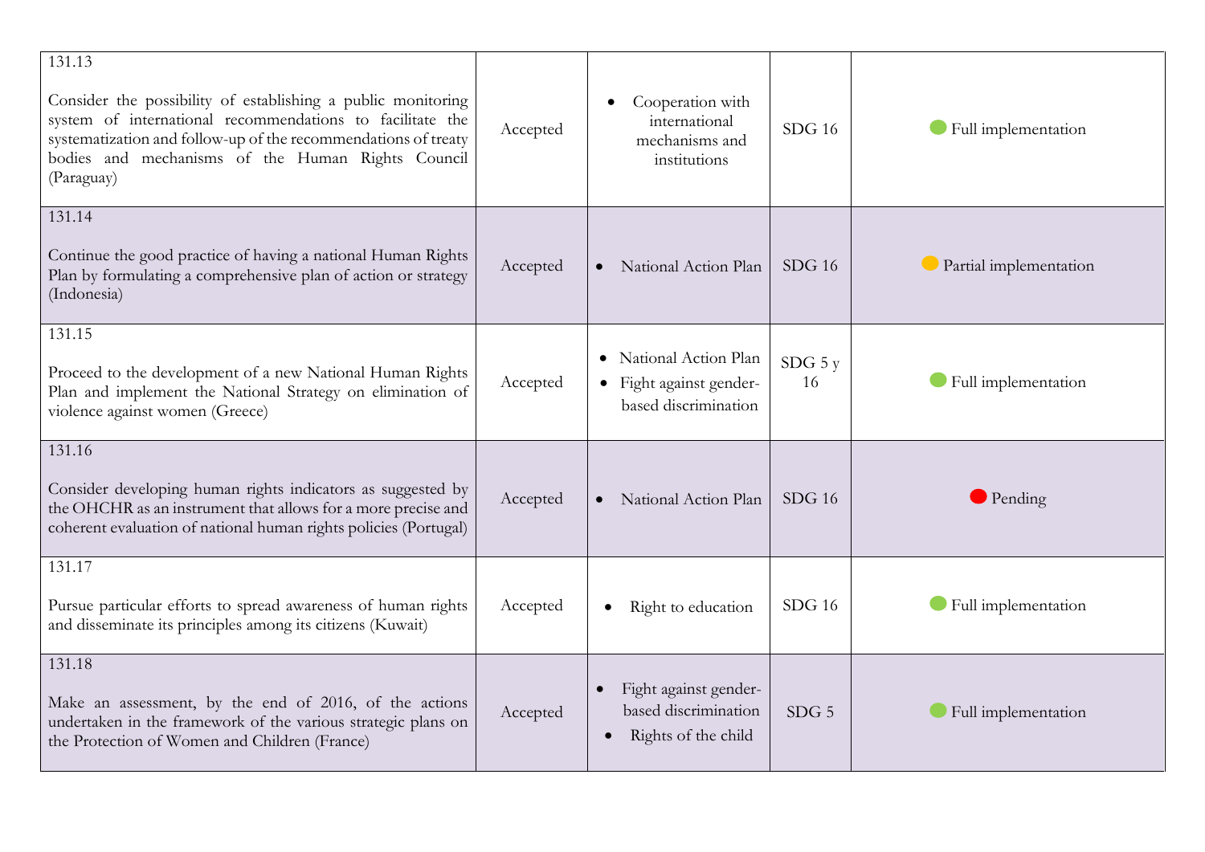| | | | | |
|---|---|---|---|---|
| 131.13<br><br>Consider the possibility of establishing a public monitoring system of international recommendations to facilitate the systematization and follow-up of the recommendations of treaty bodies and mechanisms of the Human Rights Council (Paraguay) | Accepted | • Cooperation with international mechanisms and institutions | SDG 16 | Full implementation |
| 131.14<br><br>Continue the good practice of having a national Human Rights Plan by formulating a comprehensive plan of action or strategy (Indonesia) | Accepted | • National Action Plan | SDG 16 | Partial implementation |
| 131.15<br><br>Proceed to the development of a new National Human Rights Plan and implement the National Strategy on elimination of violence against women (Greece) | Accepted | • National Action Plan<br>• Fight against gender-based discrimination | SDG 5 y 16 | Full implementation |
| 131.16<br><br>Consider developing human rights indicators as suggested by the OHCHR as an instrument that allows for a more precise and coherent evaluation of national human rights policies (Portugal) | Accepted | • National Action Plan | SDG 16 | Pending |
| 131.17<br><br>Pursue particular efforts to spread awareness of human rights and disseminate its principles among its citizens (Kuwait) | Accepted | • Right to education | SDG 16 | Full implementation |
| 131.18<br><br>Make an assessment, by the end of 2016, of the actions undertaken in the framework of the various strategic plans on the Protection of Women and Children (France) | Accepted | • Fight against gender-based discrimination<br>• Rights of the child | SDG 5 | Full implementation |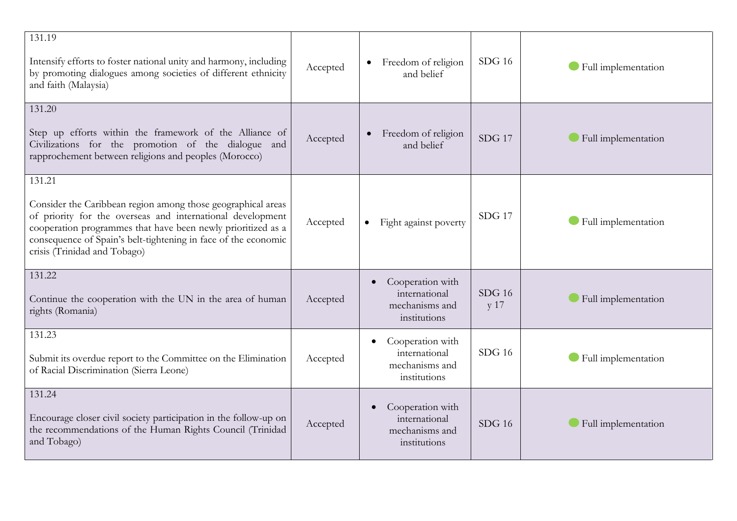| | | | | |
|---|---|---|---|---|
| 131.19<br><br>Intensify efforts to foster national unity and harmony, including by promoting dialogues among societies of different ethnicity and faith (Malaysia) | Accepted | • Freedom of religion and belief | SDG 16 | Full implementation |
| 131.20<br><br>Step up efforts within the framework of the Alliance of Civilizations for the promotion of the dialogue and rapprochement between religions and peoples (Morocco) | Accepted | • Freedom of religion and belief | SDG 17 | Full implementation |
| 131.21<br><br>Consider the Caribbean region among those geographical areas of priority for the overseas and international development cooperation programmes that have been newly prioritized as a consequence of Spain's belt-tightening in face of the economic crisis (Trinidad and Tobago) | Accepted | • Fight against poverty | SDG 17 | Full implementation |
| 131.22<br><br>Continue the cooperation with the UN in the area of human rights (Romania) | Accepted | • Cooperation with international mechanisms and institutions | SDG 16 y 17 | Full implementation |
| 131.23<br><br>Submit its overdue report to the Committee on the Elimination of Racial Discrimination (Sierra Leone) | Accepted | • Cooperation with international mechanisms and institutions | SDG 16 | Full implementation |
| 131.24<br><br>Encourage closer civil society participation in the follow-up on the recommendations of the Human Rights Council (Trinidad and Tobago) | Accepted | • Cooperation with international mechanisms and institutions | SDG 16 | Full implementation |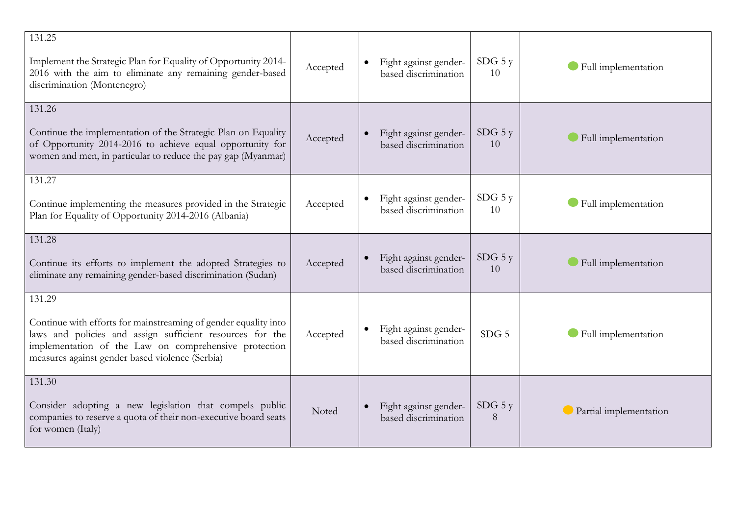| | | | | |
|---|---|---|---|---|
| 131.25<br><br>Implement the Strategic Plan for Equality of Opportunity 2014-2016 with the aim to eliminate any remaining gender-based discrimination (Montenegro) | Accepted | • Fight against gender-based discrimination | SDG 5 y 10 | 🟢 Full implementation |
| 131.26<br><br>Continue the implementation of the Strategic Plan on Equality of Opportunity 2014-2016 to achieve equal opportunity for women and men, in particular to reduce the pay gap (Myanmar) | Accepted | • Fight against gender-based discrimination | SDG 5 y 10 | 🟢 Full implementation |
| 131.27<br><br>Continue implementing the measures provided in the Strategic Plan for Equality of Opportunity 2014-2016 (Albania) | Accepted | • Fight against gender-based discrimination | SDG 5 y 10 | 🟢 Full implementation |
| 131.28<br><br>Continue its efforts to implement the adopted Strategies to eliminate any remaining gender-based discrimination (Sudan) | Accepted | • Fight against gender-based discrimination | SDG 5 y 10 | 🟢 Full implementation |
| 131.29<br><br>Continue with efforts for mainstreaming of gender equality into laws and policies and assign sufficient resources for the implementation of the Law on comprehensive protection measures against gender based violence (Serbia) | Accepted | • Fight against gender-based discrimination | SDG 5 | 🟢 Full implementation |
| 131.30<br><br>Consider adopting a new legislation that compels public companies to reserve a quota of their non-executive board seats for women (Italy) | Noted | • Fight against gender-based discrimination | SDG 5 y 8 | 🟡 Partial implementation |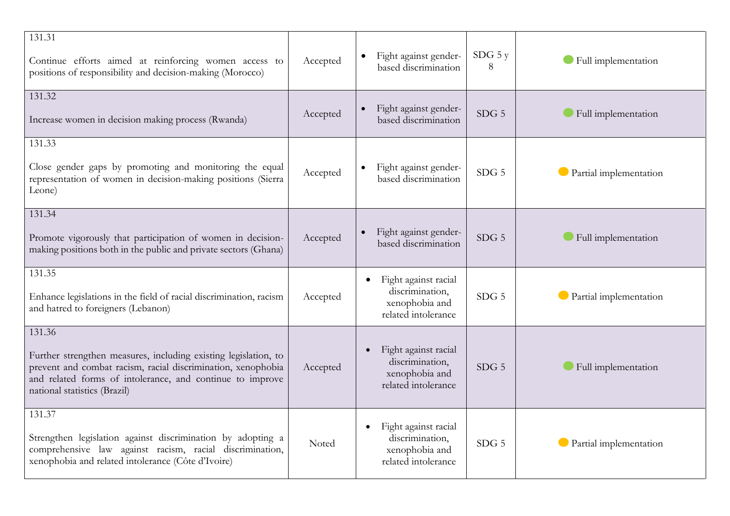| | | | | |
|---|---|---|---|---|
| 131.31<br><br>Continue efforts aimed at reinforcing women access to positions of responsibility and decision-making (Morocco) | Accepted | • Fight against gender-based discrimination | SDG 5 y 8 | 🟢 Full implementation |
| 131.32<br><br>Increase women in decision making process (Rwanda) | Accepted | • Fight against gender-based discrimination | SDG 5 | 🟢 Full implementation |
| 131.33<br><br>Close gender gaps by promoting and monitoring the equal representation of women in decision-making positions (Sierra Leone) | Accepted | • Fight against gender-based discrimination | SDG 5 | 🟡 Partial implementation |
| 131.34<br><br>Promote vigorously that participation of women in decision-making positions both in the public and private sectors (Ghana) | Accepted | • Fight against gender-based discrimination | SDG 5 | 🟢 Full implementation |
| 131.35<br><br>Enhance legislations in the field of racial discrimination, racism and hatred to foreigners (Lebanon) | Accepted | • Fight against racial discrimination, xenophobia and related intolerance | SDG 5 | 🟡 Partial implementation |
| 131.36<br><br>Further strengthen measures, including existing legislation, to prevent and combat racism, racial discrimination, xenophobia and related forms of intolerance, and continue to improve national statistics (Brazil) | Accepted | • Fight against racial discrimination, xenophobia and related intolerance | SDG 5 | 🟢 Full implementation |
| 131.37<br><br>Strengthen legislation against discrimination by adopting a comprehensive law against racism, racial discrimination, xenophobia and related intolerance (Côte d'Ivoire) | Noted | • Fight against racial discrimination, xenophobia and related intolerance | SDG 5 | 🟡 Partial implementation |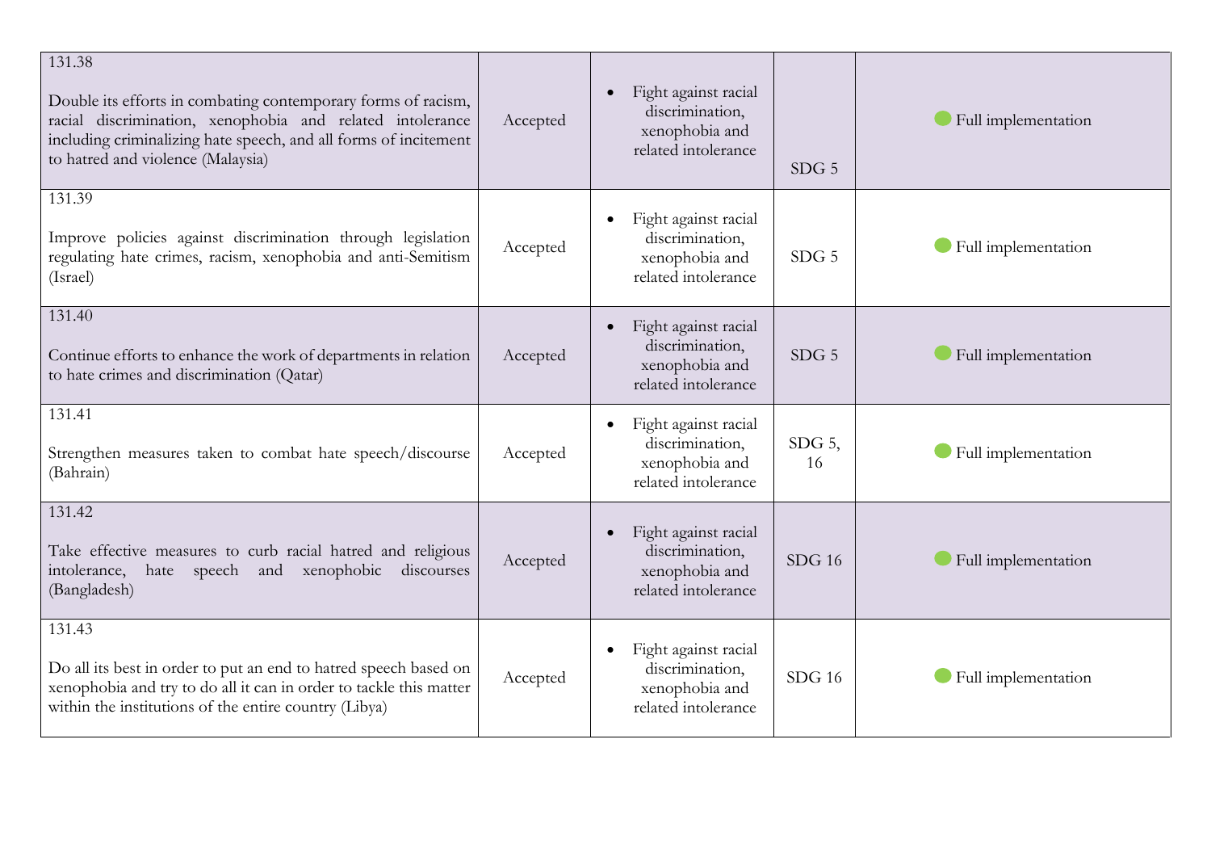| | | | | |
|---|---|---|---|---|
| 131.38<br><br>Double its efforts in combating contemporary forms of racism, racial discrimination, xenophobia and related intolerance including criminalizing hate speech, and all forms of incitement to hatred and violence (Malaysia) | Accepted | • Fight against racial discrimination, xenophobia and related intolerance | SDG 5 | Full implementation |
| 131.39<br><br>Improve policies against discrimination through legislation regulating hate crimes, racism, xenophobia and anti-Semitism (Israel) | Accepted | • Fight against racial discrimination, xenophobia and related intolerance | SDG 5 | Full implementation |
| 131.40<br><br>Continue efforts to enhance the work of departments in relation to hate crimes and discrimination (Qatar) | Accepted | • Fight against racial discrimination, xenophobia and related intolerance | SDG 5 | Full implementation |
| 131.41<br><br>Strengthen measures taken to combat hate speech/discourse (Bahrain) | Accepted | • Fight against racial discrimination, xenophobia and related intolerance | SDG 5, 16 | Full implementation |
| 131.42<br><br>Take effective measures to curb racial hatred and religious intolerance, hate speech and xenophobic discourses (Bangladesh) | Accepted | • Fight against racial discrimination, xenophobia and related intolerance | SDG 16 | Full implementation |
| 131.43<br><br>Do all its best in order to put an end to hatred speech based on xenophobia and try to do all it can in order to tackle this matter within the institutions of the entire country (Libya) | Accepted | • Fight against racial discrimination, xenophobia and related intolerance | SDG 16 | Full implementation |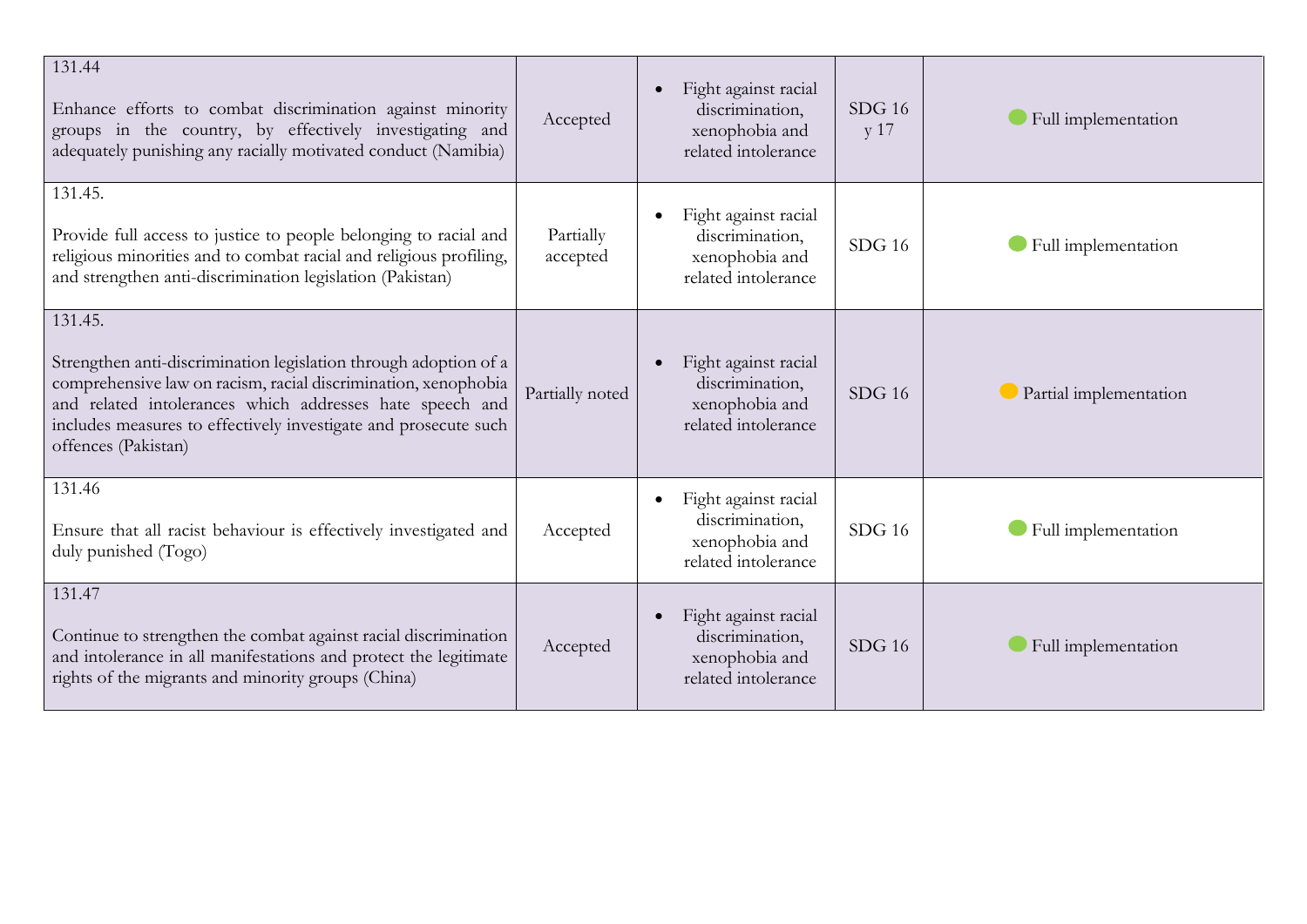| | | | | |
|---|---|---|---|---|
| 131.44<br><br>Enhance efforts to combat discrimination against minority groups in the country, by effectively investigating and adequately punishing any racially motivated conduct (Namibia) | Accepted | • Fight against racial discrimination, xenophobia and related intolerance | SDG 16 y 17 | Full implementation |
| 131.45.<br><br>Provide full access to justice to people belonging to racial and religious minorities and to combat racial and religious profiling, and strengthen anti-discrimination legislation (Pakistan) | Partially accepted | • Fight against racial discrimination, xenophobia and related intolerance | SDG 16 | Full implementation |
| 131.45.<br><br>Strengthen anti-discrimination legislation through adoption of a comprehensive law on racism, racial discrimination, xenophobia and related intolerances which addresses hate speech and includes measures to effectively investigate and prosecute such offences (Pakistan) | Partially noted | • Fight against racial discrimination, xenophobia and related intolerance | SDG 16 | Partial implementation |
| 131.46<br><br>Ensure that all racist behaviour is effectively investigated and duly punished (Togo) | Accepted | • Fight against racial discrimination, xenophobia and related intolerance | SDG 16 | Full implementation |
| 131.47<br><br>Continue to strengthen the combat against racial discrimination and intolerance in all manifestations and protect the legitimate rights of the migrants and minority groups (China) | Accepted | • Fight against racial discrimination, xenophobia and related intolerance | SDG 16 | Full implementation |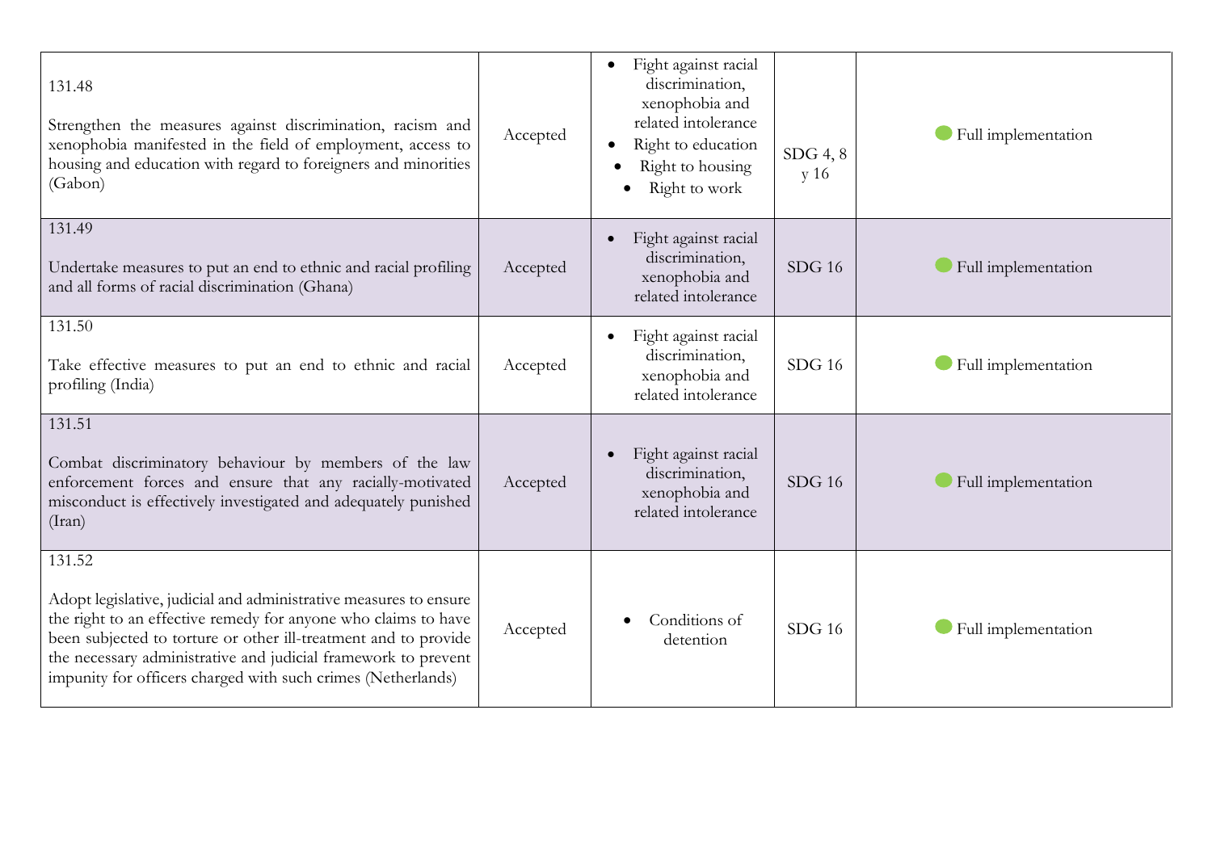| | | | | |
|---|---|---|---|---|
| 131.48<br><br>Strengthen the measures against discrimination, racism and xenophobia manifested in the field of employment, access to housing and education with regard to foreigners and minorities (Gabon) | Accepted | • Fight against racial discrimination, xenophobia and related intolerance<br>• Right to education<br>• Right to housing<br>• Right to work | SDG 4, 8 y 16 | Full implementation |
| 131.49<br><br>Undertake measures to put an end to ethnic and racial profiling and all forms of racial discrimination (Ghana) | Accepted | • Fight against racial discrimination, xenophobia and related intolerance | SDG 16 | Full implementation |
| 131.50<br><br>Take effective measures to put an end to ethnic and racial profiling (India) | Accepted | • Fight against racial discrimination, xenophobia and related intolerance | SDG 16 | Full implementation |
| 131.51<br><br>Combat discriminatory behaviour by members of the law enforcement forces and ensure that any racially-motivated misconduct is effectively investigated and adequately punished (Iran) | Accepted | • Fight against racial discrimination, xenophobia and related intolerance | SDG 16 | Full implementation |
| 131.52<br><br>Adopt legislative, judicial and administrative measures to ensure the right to an effective remedy for anyone who claims to have been subjected to torture or other ill-treatment and to provide the necessary administrative and judicial framework to prevent impunity for officers charged with such crimes (Netherlands) | Accepted | • Conditions of detention | SDG 16 | Full implementation |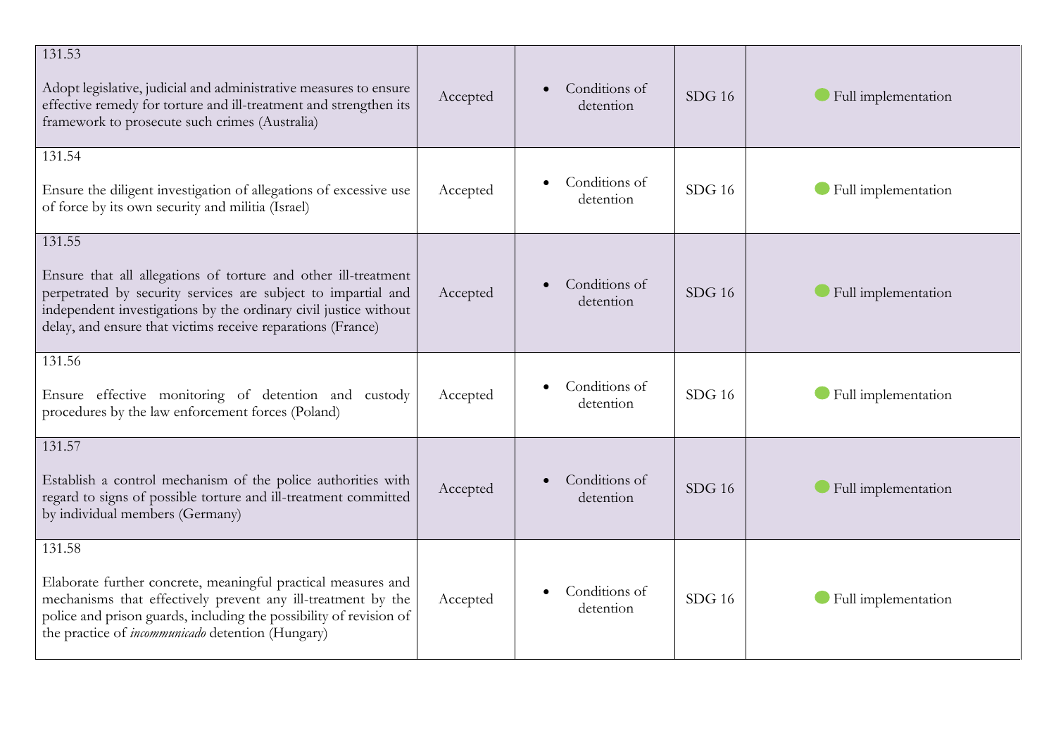| | | | | |
|---|---|---|---|---|
| 131.53<br><br>Adopt legislative, judicial and administrative measures to ensure effective remedy for torture and ill-treatment and strengthen its framework to prosecute such crimes (Australia) | Accepted | • Conditions of detention | SDG 16 | Full implementation |
| 131.54<br><br>Ensure the diligent investigation of allegations of excessive use of force by its own security and militia (Israel) | Accepted | • Conditions of detention | SDG 16 | Full implementation |
| 131.55<br><br>Ensure that all allegations of torture and other ill-treatment perpetrated by security services are subject to impartial and independent investigations by the ordinary civil justice without delay, and ensure that victims receive reparations (France) | Accepted | • Conditions of detention | SDG 16 | Full implementation |
| 131.56<br><br>Ensure effective monitoring of detention and custody procedures by the law enforcement forces (Poland) | Accepted | • Conditions of detention | SDG 16 | Full implementation |
| 131.57<br><br>Establish a control mechanism of the police authorities with regard to signs of possible torture and ill-treatment committed by individual members (Germany) | Accepted | • Conditions of detention | SDG 16 | Full implementation |
| 131.58<br><br>Elaborate further concrete, meaningful practical measures and mechanisms that effectively prevent any ill-treatment by the police and prison guards, including the possibility of revision of the practice of *incommunicado* detention (Hungary) | Accepted | • Conditions of detention | SDG 16 | Full implementation |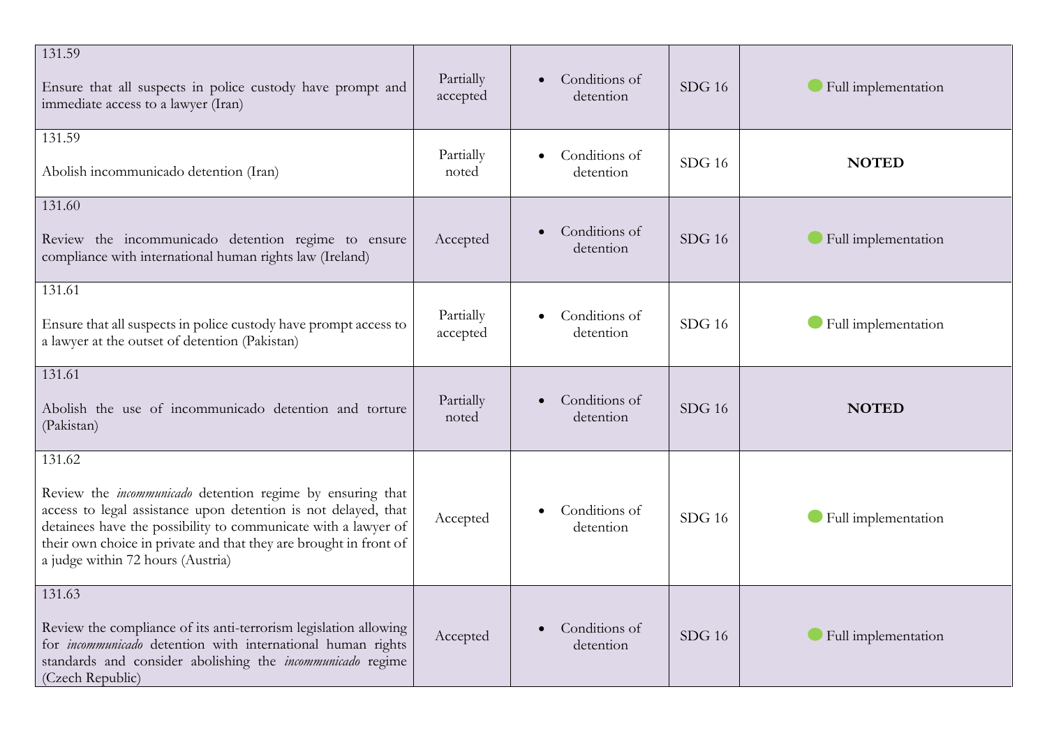| | | | | |
|---|---|---|---|---|
| 131.59<br><br>Ensure that all suspects in police custody have prompt and immediate access to a lawyer (Iran) | Partially accepted | • Conditions of detention | SDG 16 | Full implementation |
| 131.59<br><br>Abolish incommunicado detention (Iran) | Partially noted | • Conditions of detention | SDG 16 | **NOTED** |
| 131.60<br><br>Review the incommunicado detention regime to ensure compliance with international human rights law (Ireland) | Accepted | • Conditions of detention | SDG 16 | Full implementation |
| 131.61<br><br>Ensure that all suspects in police custody have prompt access to a lawyer at the outset of detention (Pakistan) | Partially accepted | • Conditions of detention | SDG 16 | Full implementation |
| 131.61<br><br>Abolish the use of incommunicado detention and torture (Pakistan) | Partially noted | • Conditions of detention | SDG 16 | **NOTED** |
| 131.62<br><br>Review the *incommunicado* detention regime by ensuring that access to legal assistance upon detention is not delayed, that detainees have the possibility to communicate with a lawyer of their own choice in private and that they are brought in front of a judge within 72 hours (Austria) | Accepted | • Conditions of detention | SDG 16 | Full implementation |
| 131.63<br><br>Review the compliance of its anti-terrorism legislation allowing for *incommunicado* detention with international human rights standards and consider abolishing the *incommunicado* regime (Czech Republic) | Accepted | • Conditions of detention | SDG 16 | Full implementation |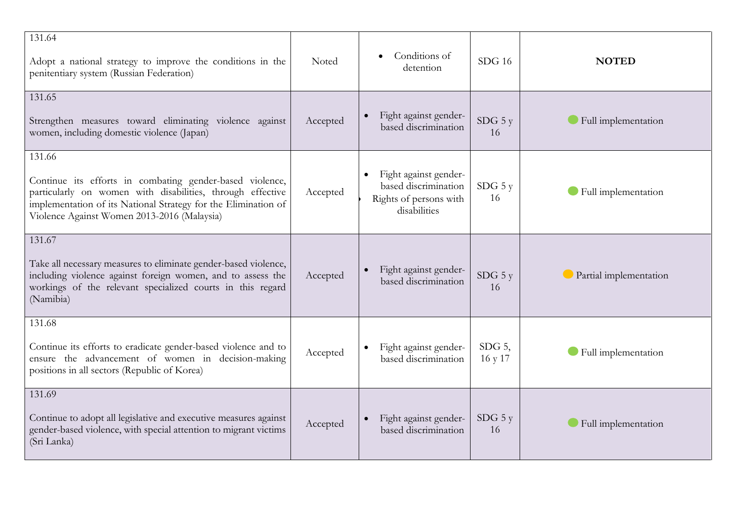| | | | | |
|---|---|---|---|---|
| 131.64<br><br>Adopt a national strategy to improve the conditions in the penitentiary system (Russian Federation) | Noted | • Conditions of detention | SDG 16 | **NOTED** |
| 131.65<br><br>Strengthen measures toward eliminating violence against women, including domestic violence (Japan) | Accepted | • Fight against gender-based discrimination | SDG 5 y 16 | Full implementation |
| 131.66<br><br>Continue its efforts in combating gender-based violence, particularly on women with disabilities, through effective implementation of its National Strategy for the Elimination of Violence Against Women 2013-2016 (Malaysia) | Accepted | • Fight against gender-based discrimination<br>• Rights of persons with disabilities | SDG 5 y 16 | Full implementation |
| 131.67<br><br>Take all necessary measures to eliminate gender-based violence, including violence against foreign women, and to assess the workings of the relevant specialized courts in this regard (Namibia) | Accepted | • Fight against gender-based discrimination | SDG 5 y 16 | Partial implementation |
| 131.68<br><br>Continue its efforts to eradicate gender-based violence and to ensure the advancement of women in decision-making positions in all sectors (Republic of Korea) | Accepted | • Fight against gender-based discrimination | SDG 5, 16 y 17 | Full implementation |
| 131.69<br><br>Continue to adopt all legislative and executive measures against gender-based violence, with special attention to migrant victims (Sri Lanka) | Accepted | • Fight against gender-based discrimination | SDG 5 y 16 | Full implementation |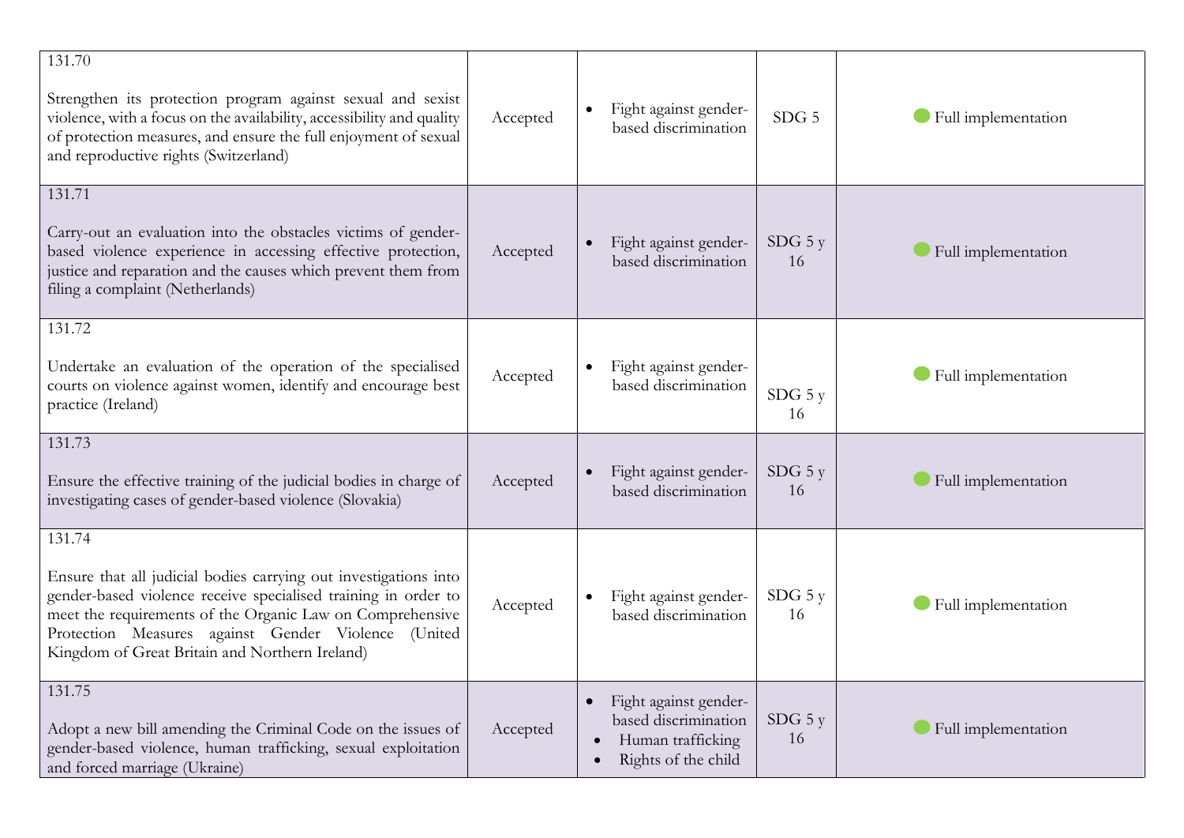| | | | | |
|---|---|---|---|---|
| 131.70<br><br>Strengthen its protection program against sexual and sexist violence, with a focus on the availability, accessibility and quality of protection measures, and ensure the full enjoyment of sexual and reproductive rights (Switzerland) | Accepted | • Fight against gender-based discrimination | SDG 5 | Full implementation |
| 131.71<br><br>Carry-out an evaluation into the obstacles victims of gender-based violence experience in accessing effective protection, justice and reparation and the causes which prevent them from filing a complaint (Netherlands) | Accepted | • Fight against gender-based discrimination | SDG 5 y 16 | Full implementation |
| 131.72<br><br>Undertake an evaluation of the operation of the specialised courts on violence against women, identify and encourage best practice (Ireland) | Accepted | • Fight against gender-based discrimination | SDG 5 y 16 | Full implementation |
| 131.73<br><br>Ensure the effective training of the judicial bodies in charge of investigating cases of gender-based violence (Slovakia) | Accepted | • Fight against gender-based discrimination | SDG 5 y 16 | Full implementation |
| 131.74<br><br>Ensure that all judicial bodies carrying out investigations into gender-based violence receive specialised training in order to meet the requirements of the Organic Law on Comprehensive Protection Measures against Gender Violence (United Kingdom of Great Britain and Northern Ireland) | Accepted | • Fight against gender-based discrimination | SDG 5 y 16 | Full implementation |
| 131.75<br><br>Adopt a new bill amending the Criminal Code on the issues of gender-based violence, human trafficking, sexual exploitation and forced marriage (Ukraine) | Accepted | • Fight against gender-based discrimination<br>• Human trafficking<br>• Rights of the child | SDG 5 y 16 | Full implementation |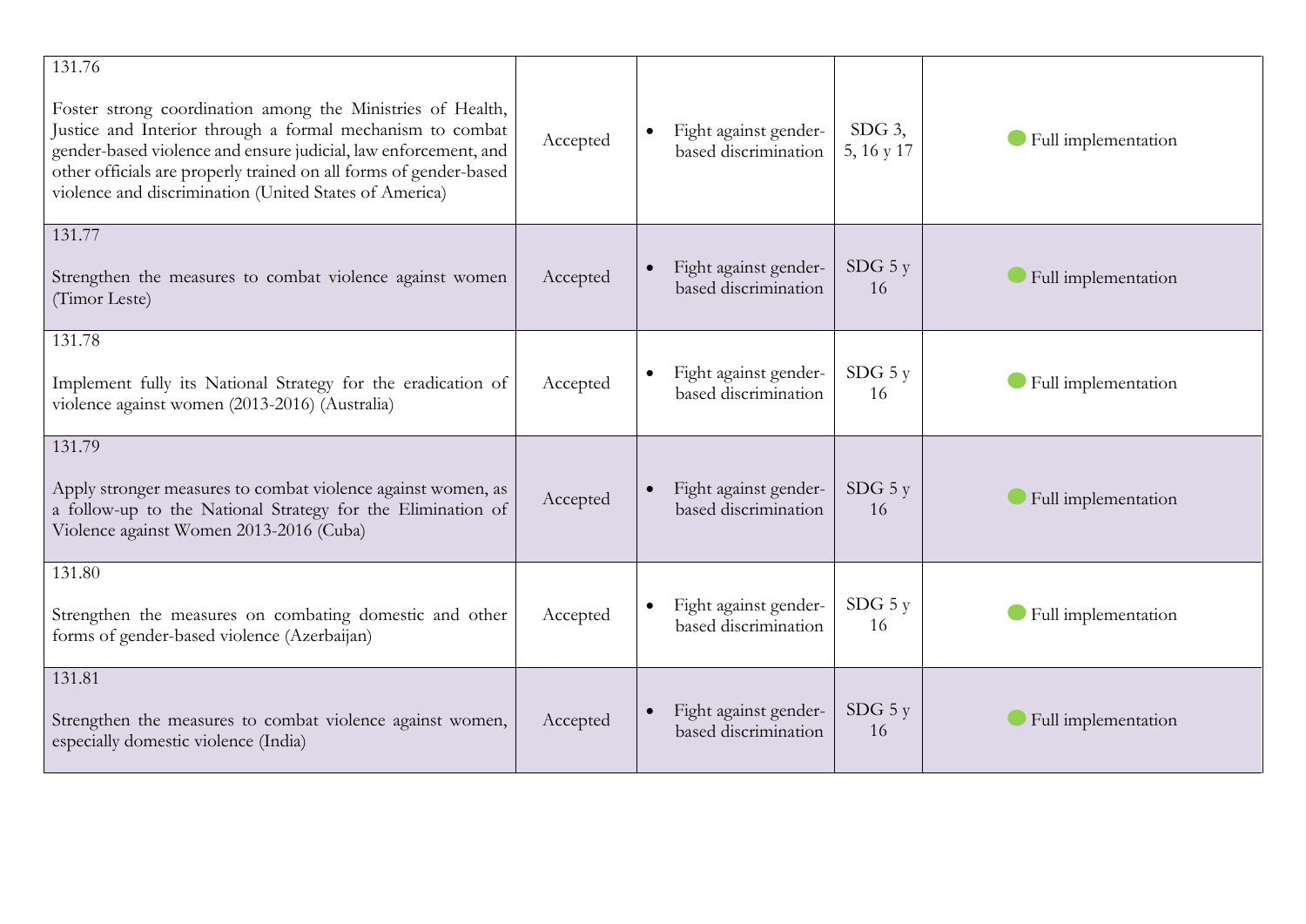| | | | | |
|---|---|---|---|---|
| 131.76<br><br>Foster strong coordination among the Ministries of Health, Justice and Interior through a formal mechanism to combat gender-based violence and ensure judicial, law enforcement, and other officials are properly trained on all forms of gender-based violence and discrimination (United States of America) | Accepted | • Fight against gender-based discrimination | SDG 3, 5, 16 y 17 | Full implementation |
| 131.77<br><br>Strengthen the measures to combat violence against women (Timor Leste) | Accepted | • Fight against gender-based discrimination | SDG 5 y 16 | Full implementation |
| 131.78<br><br>Implement fully its National Strategy for the eradication of violence against women (2013-2016) (Australia) | Accepted | • Fight against gender-based discrimination | SDG 5 y 16 | Full implementation |
| 131.79<br><br>Apply stronger measures to combat violence against women, as a follow-up to the National Strategy for the Elimination of Violence against Women 2013-2016 (Cuba) | Accepted | • Fight against gender-based discrimination | SDG 5 y 16 | Full implementation |
| 131.80<br><br>Strengthen the measures on combating domestic and other forms of gender-based violence (Azerbaijan) | Accepted | • Fight against gender-based discrimination | SDG 5 y 16 | Full implementation |
| 131.81<br><br>Strengthen the measures to combat violence against women, especially domestic violence (India) | Accepted | • Fight against gender-based discrimination | SDG 5 y 16 | Full implementation |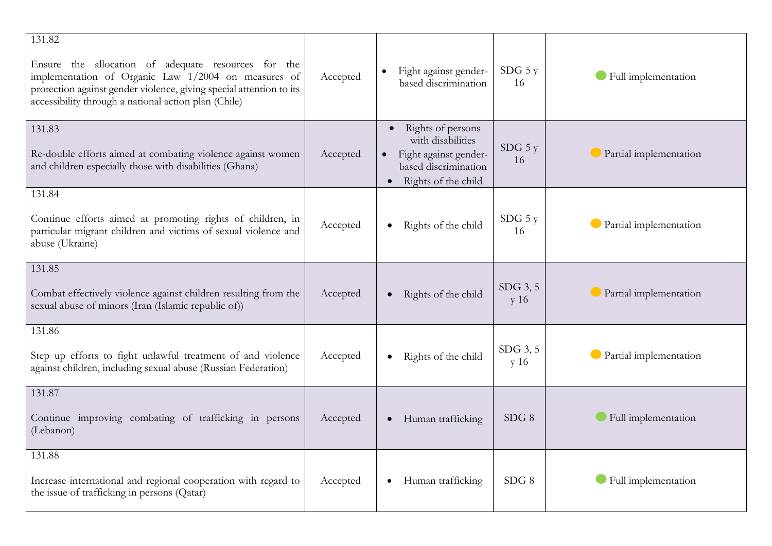| | | | | |
|---|---|---|---|---|
| 131.82<br><br>Ensure the allocation of adequate resources for the implementation of Organic Law 1/2004 on measures of protection against gender violence, giving special attention to its accessibility through a national action plan (Chile) | Accepted | • Fight against gender-based discrimination | SDG 5 y 16 | Full implementation |
| 131.83<br><br>Re-double efforts aimed at combating violence against women and children especially those with disabilities (Ghana) | Accepted | • Rights of persons with disabilities<br>• Fight against gender-based discrimination<br>• Rights of the child | SDG 5 y 16 | Partial implementation |
| 131.84<br><br>Continue efforts aimed at promoting rights of children, in particular migrant children and victims of sexual violence and abuse (Ukraine) | Accepted | • Rights of the child | SDG 5 y 16 | Partial implementation |
| 131.85<br><br>Combat effectively violence against children resulting from the sexual abuse of minors (Iran (Islamic republic of)) | Accepted | • Rights of the child | SDG 3, 5 y 16 | Partial implementation |
| 131.86<br><br>Step up efforts to fight unlawful treatment of and violence against children, including sexual abuse (Russian Federation) | Accepted | • Rights of the child | SDG 3, 5 y 16 | Partial implementation |
| 131.87<br><br>Continue improving combating of trafficking in persons (Lebanon) | Accepted | • Human trafficking | SDG 8 | Full implementation |
| 131.88<br><br>Increase international and regional cooperation with regard to the issue of trafficking in persons (Qatar) | Accepted | • Human trafficking | SDG 8 | Full implementation |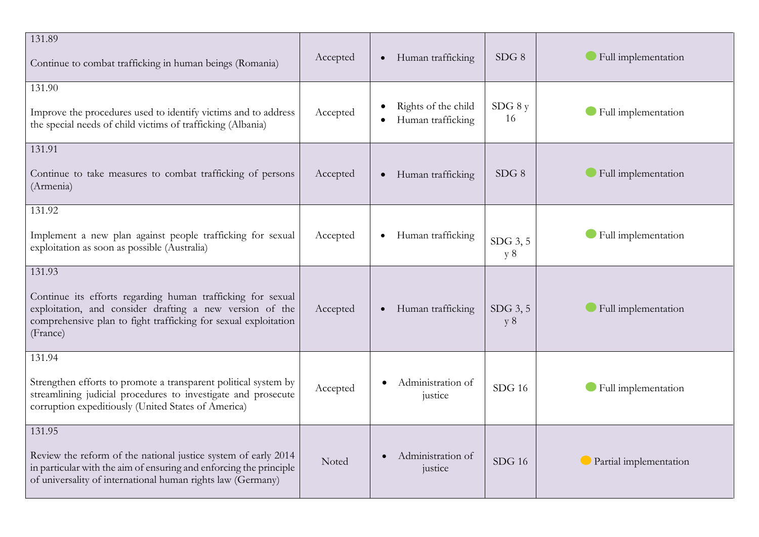| | | | | |
|---|---|---|---|---|
| 131.89<br><br>Continue to combat trafficking in human beings (Romania) | Accepted | • Human trafficking | SDG 8 | Full implementation |
| 131.90<br><br>Improve the procedures used to identify victims and to address the special needs of child victims of trafficking (Albania) | Accepted | • Rights of the child<br>• Human trafficking | SDG 8 y 16 | Full implementation |
| 131.91<br><br>Continue to take measures to combat trafficking of persons (Armenia) | Accepted | • Human trafficking | SDG 8 | Full implementation |
| 131.92<br><br>Implement a new plan against people trafficking for sexual exploitation as soon as possible (Australia) | Accepted | • Human trafficking | SDG 3, 5 y 8 | Full implementation |
| 131.93<br><br>Continue its efforts regarding human trafficking for sexual exploitation, and consider drafting a new version of the comprehensive plan to fight trafficking for sexual exploitation (France) | Accepted | • Human trafficking | SDG 3, 5 y 8 | Full implementation |
| 131.94<br><br>Strengthen efforts to promote a transparent political system by streamlining judicial procedures to investigate and prosecute corruption expeditiously (United States of America) | Accepted | • Administration of justice | SDG 16 | Full implementation |
| 131.95<br><br>Review the reform of the national justice system of early 2014 in particular with the aim of ensuring and enforcing the principle of universality of international human rights law (Germany) | Noted | • Administration of justice | SDG 16 | Partial implementation |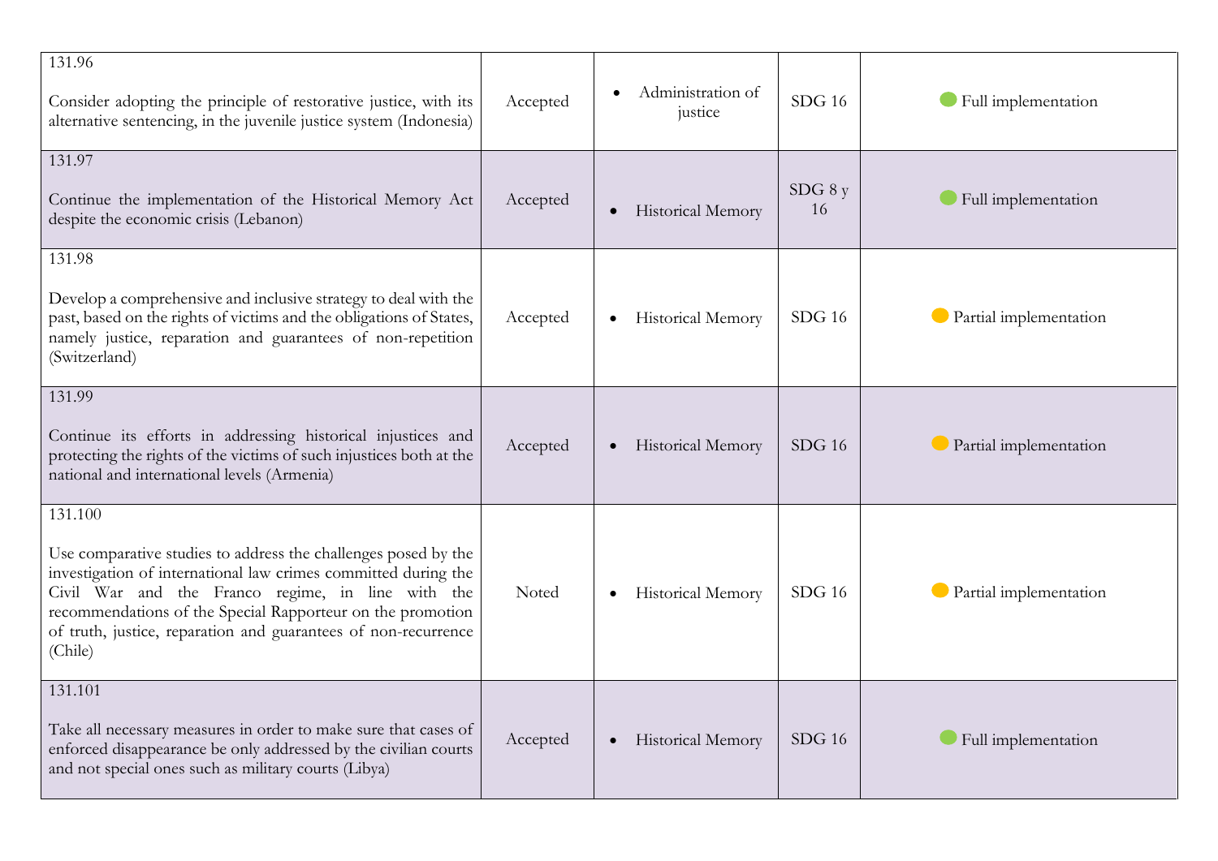| | | | | |
|---|---|---|---|---|
| 131.96<br><br>Consider adopting the principle of restorative justice, with its alternative sentencing, in the juvenile justice system (Indonesia) | Accepted | • Administration of justice | SDG 16 | Full implementation |
| 131.97<br><br>Continue the implementation of the Historical Memory Act despite the economic crisis (Lebanon) | Accepted | • Historical Memory | SDG 8 y 16 | Full implementation |
| 131.98<br><br>Develop a comprehensive and inclusive strategy to deal with the past, based on the rights of victims and the obligations of States, namely justice, reparation and guarantees of non-repetition (Switzerland) | Accepted | • Historical Memory | SDG 16 | Partial implementation |
| 131.99<br><br>Continue its efforts in addressing historical injustices and protecting the rights of the victims of such injustices both at the national and international levels (Armenia) | Accepted | • Historical Memory | SDG 16 | Partial implementation |
| 131.100<br><br>Use comparative studies to address the challenges posed by the investigation of international law crimes committed during the Civil War and the Franco regime, in line with the recommendations of the Special Rapporteur on the promotion of truth, justice, reparation and guarantees of non-recurrence (Chile) | Noted | • Historical Memory | SDG 16 | Partial implementation |
| 131.101<br><br>Take all necessary measures in order to make sure that cases of enforced disappearance be only addressed by the civilian courts and not special ones such as military courts (Libya) | Accepted | • Historical Memory | SDG 16 | Full implementation |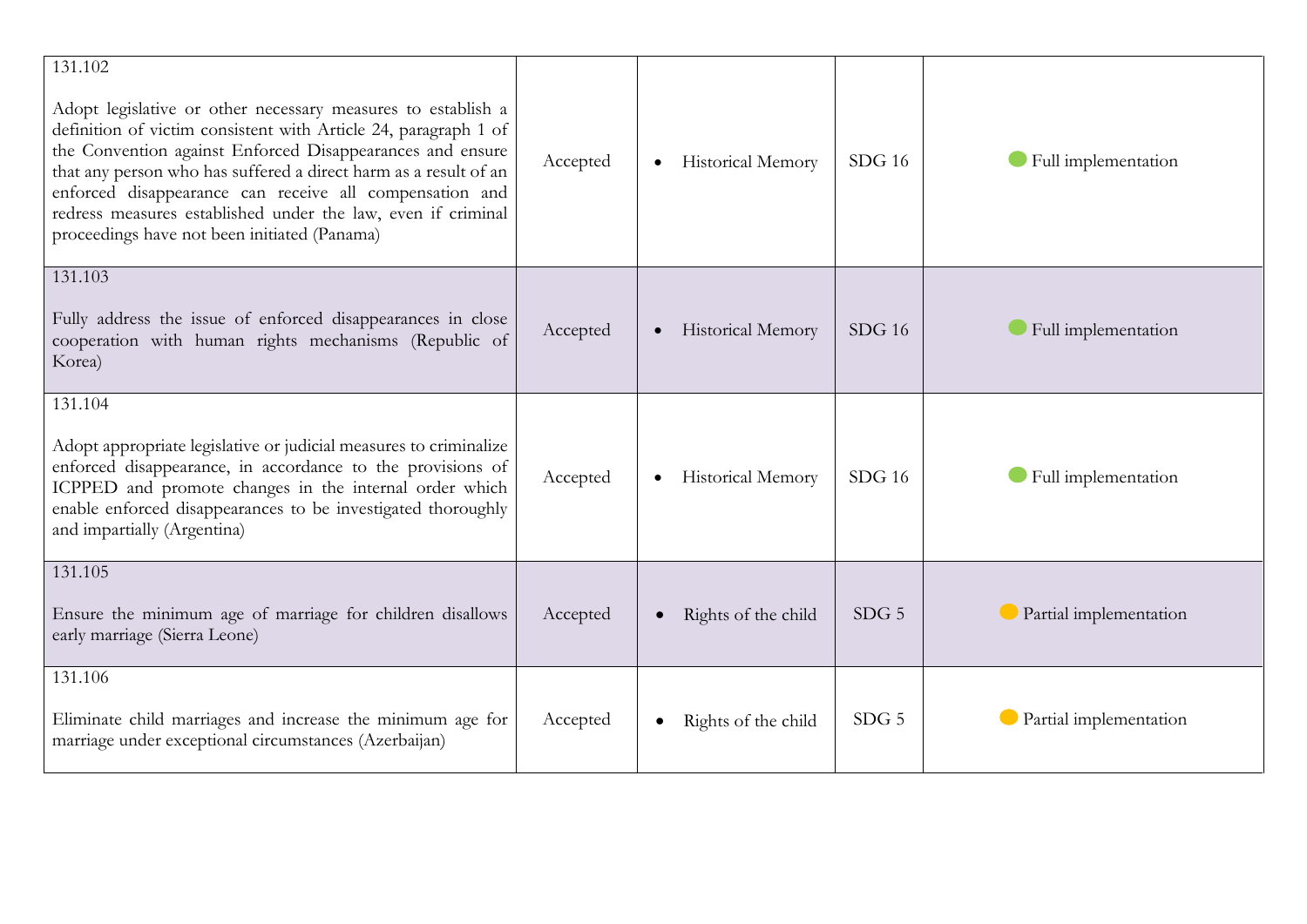| | | | | |
|---|---|---|---|---|
| 131.102<br><br>Adopt legislative or other necessary measures to establish a definition of victim consistent with Article 24, paragraph 1 of the Convention against Enforced Disappearances and ensure that any person who has suffered a direct harm as a result of an enforced disappearance can receive all compensation and redress measures established under the law, even if criminal proceedings have not been initiated (Panama) | Accepted | • Historical Memory | SDG 16 | Full implementation |
| 131.103<br><br>Fully address the issue of enforced disappearances in close cooperation with human rights mechanisms (Republic of Korea) | Accepted | • Historical Memory | SDG 16 | Full implementation |
| 131.104<br><br>Adopt appropriate legislative or judicial measures to criminalize enforced disappearance, in accordance to the provisions of ICPPED and promote changes in the internal order which enable enforced disappearances to be investigated thoroughly and impartially (Argentina) | Accepted | • Historical Memory | SDG 16 | Full implementation |
| 131.105<br><br>Ensure the minimum age of marriage for children disallows early marriage (Sierra Leone) | Accepted | • Rights of the child | SDG 5 | Partial implementation |
| 131.106<br><br>Eliminate child marriages and increase the minimum age for marriage under exceptional circumstances (Azerbaijan) | Accepted | • Rights of the child | SDG 5 | Partial implementation |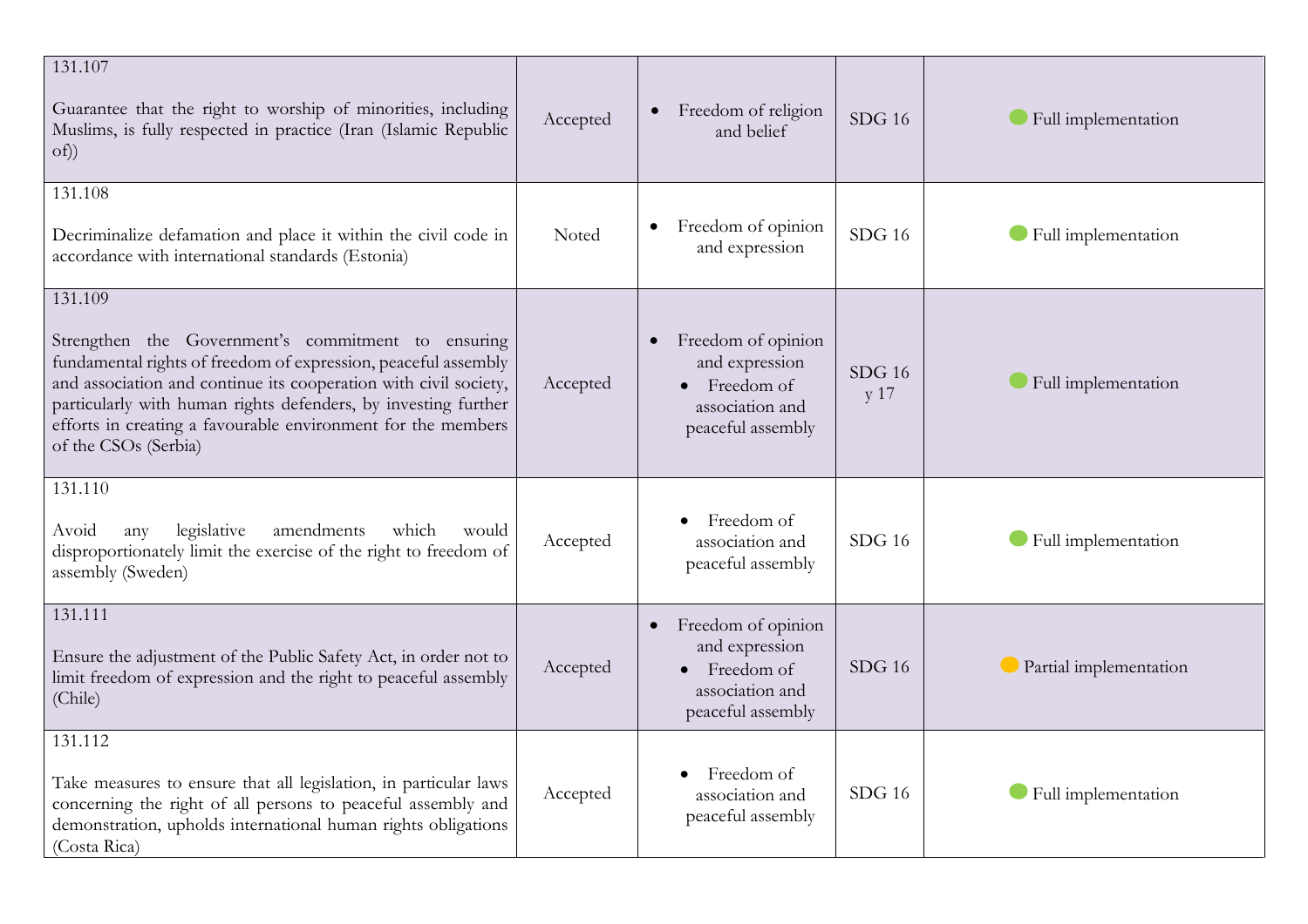| | | | | |
|---|---|---|---|---|
| 131.107<br><br>Guarantee that the right to worship of minorities, including Muslims, is fully respected in practice (Iran (Islamic Republic of)) | Accepted | • Freedom of religion and belief | SDG 16 | Full implementation |
| 131.108<br><br>Decriminalize defamation and place it within the civil code in accordance with international standards (Estonia) | Noted | • Freedom of opinion and expression | SDG 16 | Full implementation |
| 131.109<br><br>Strengthen the Government's commitment to ensuring fundamental rights of freedom of expression, peaceful assembly and association and continue its cooperation with civil society, particularly with human rights defenders, by investing further efforts in creating a favourable environment for the members of the CSOs (Serbia) | Accepted | • Freedom of opinion and expression<br>• Freedom of association and peaceful assembly | SDG 16 y 17 | Full implementation |
| 131.110<br><br>Avoid any legislative amendments which would disproportionately limit the exercise of the right to freedom of assembly (Sweden) | Accepted | • Freedom of association and peaceful assembly | SDG 16 | Full implementation |
| 131.111<br><br>Ensure the adjustment of the Public Safety Act, in order not to limit freedom of expression and the right to peaceful assembly (Chile) | Accepted | • Freedom of opinion and expression<br>• Freedom of association and peaceful assembly | SDG 16 | Partial implementation |
| 131.112<br><br>Take measures to ensure that all legislation, in particular laws concerning the right of all persons to peaceful assembly and demonstration, upholds international human rights obligations (Costa Rica) | Accepted | • Freedom of association and peaceful assembly | SDG 16 | Full implementation |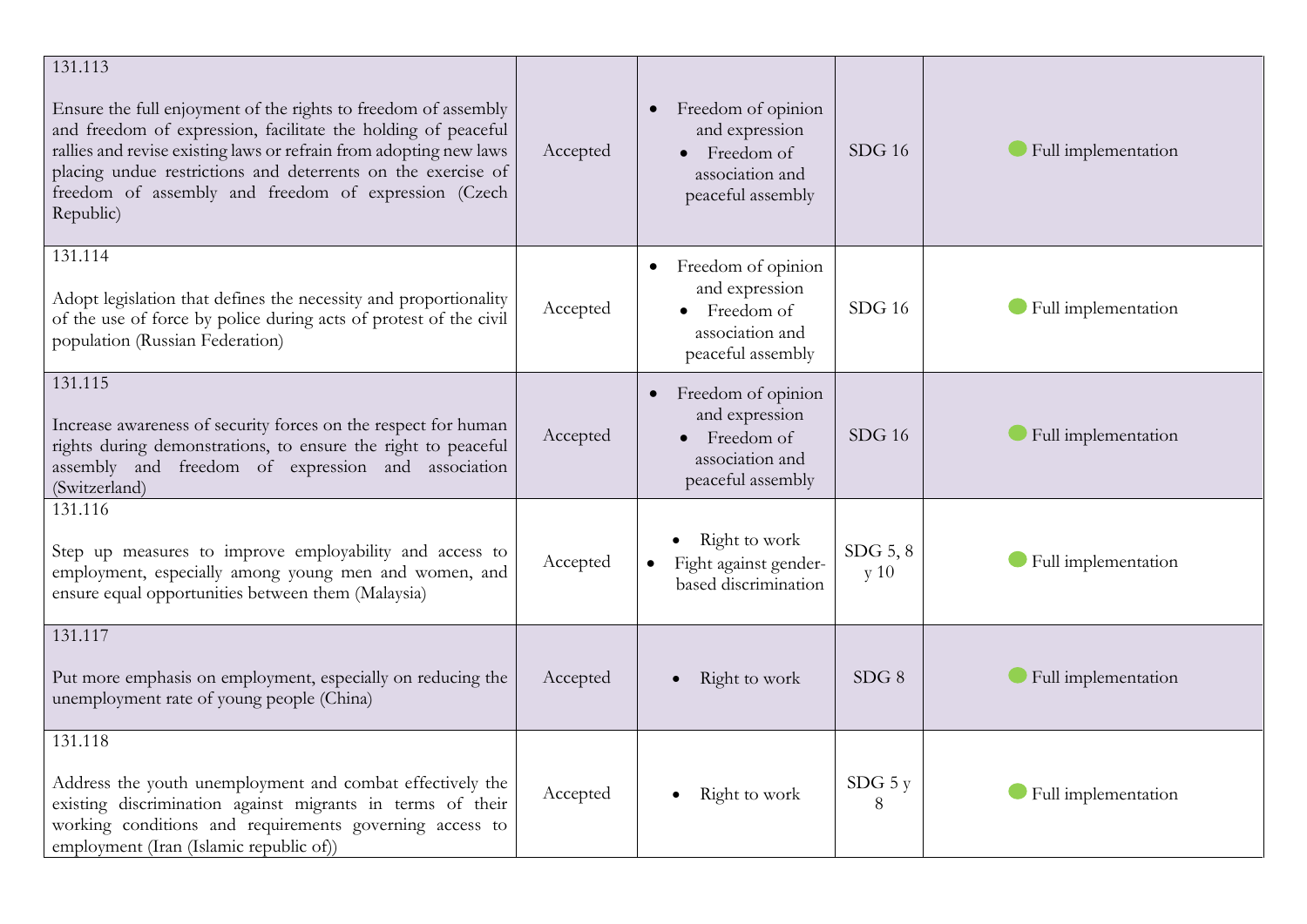| | | | | |
|---|---|---|---|---|
| 131.113<br><br>Ensure the full enjoyment of the rights to freedom of assembly and freedom of expression, facilitate the holding of peaceful rallies and revise existing laws or refrain from adopting new laws placing undue restrictions and deterrents on the exercise of freedom of assembly and freedom of expression (Czech Republic) | Accepted | • Freedom of opinion and expression<br>• Freedom of association and peaceful assembly | SDG 16 | Full implementation |
| 131.114<br><br>Adopt legislation that defines the necessity and proportionality of the use of force by police during acts of protest of the civil population (Russian Federation) | Accepted | • Freedom of opinion and expression<br>• Freedom of association and peaceful assembly | SDG 16 | Full implementation |
| 131.115<br><br>Increase awareness of security forces on the respect for human rights during demonstrations, to ensure the right to peaceful assembly and freedom of expression and association (Switzerland) | Accepted | • Freedom of opinion and expression<br>• Freedom of association and peaceful assembly | SDG 16 | Full implementation |
| 131.116<br><br>Step up measures to improve employability and access to employment, especially among young men and women, and ensure equal opportunities between them (Malaysia) | Accepted | • Right to work<br>• Fight against gender-based discrimination | SDG 5, 8 y 10 | Full implementation |
| 131.117<br><br>Put more emphasis on employment, especially on reducing the unemployment rate of young people (China) | Accepted | • Right to work | SDG 8 | Full implementation |
| 131.118<br><br>Address the youth unemployment and combat effectively the existing discrimination against migrants in terms of their working conditions and requirements governing access to employment (Iran (Islamic republic of)) | Accepted | • Right to work | SDG 5 y 8 | Full implementation |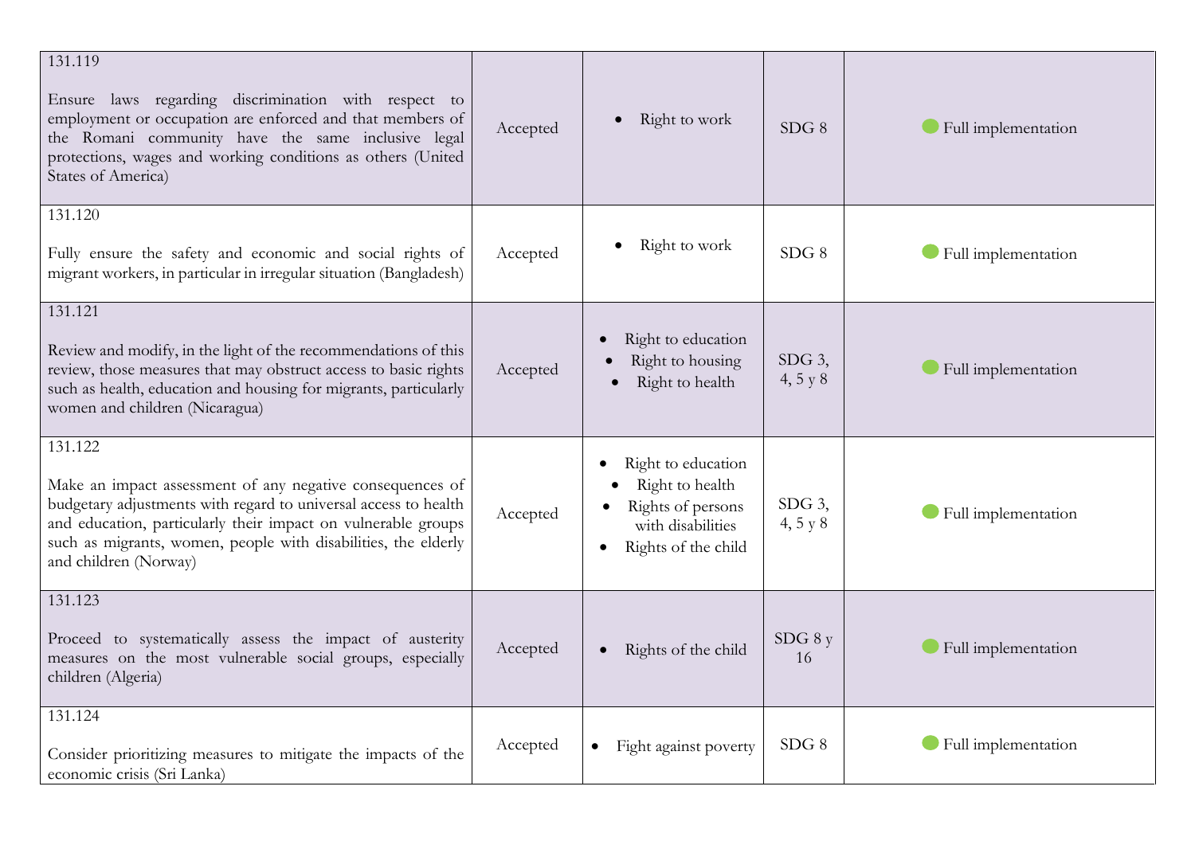| | | | | |
|---|---|---|---|---|
| 131.119<br><br>Ensure laws regarding discrimination with respect to employment or occupation are enforced and that members of the Romani community have the same inclusive legal protections, wages and working conditions as others (United States of America) | Accepted | • Right to work | SDG 8 | Full implementation |
| 131.120<br><br>Fully ensure the safety and economic and social rights of migrant workers, in particular in irregular situation (Bangladesh) | Accepted | • Right to work | SDG 8 | Full implementation |
| 131.121<br><br>Review and modify, in the light of the recommendations of this review, those measures that may obstruct access to basic rights such as health, education and housing for migrants, particularly women and children (Nicaragua) | Accepted | • Right to education<br>• Right to housing<br>• Right to health | SDG 3, 4, 5 y 8 | Full implementation |
| 131.122<br><br>Make an impact assessment of any negative consequences of budgetary adjustments with regard to universal access to health and education, particularly their impact on vulnerable groups such as migrants, women, people with disabilities, the elderly and children (Norway) | Accepted | • Right to education<br>• Right to health<br>• Rights of persons with disabilities<br>• Rights of the child | SDG 3, 4, 5 y 8 | Full implementation |
| 131.123<br><br>Proceed to systematically assess the impact of austerity measures on the most vulnerable social groups, especially children (Algeria) | Accepted | • Rights of the child | SDG 8 y 16 | Full implementation |
| 131.124<br><br>Consider prioritizing measures to mitigate the impacts of the economic crisis (Sri Lanka) | Accepted | • Fight against poverty | SDG 8 | Full implementation |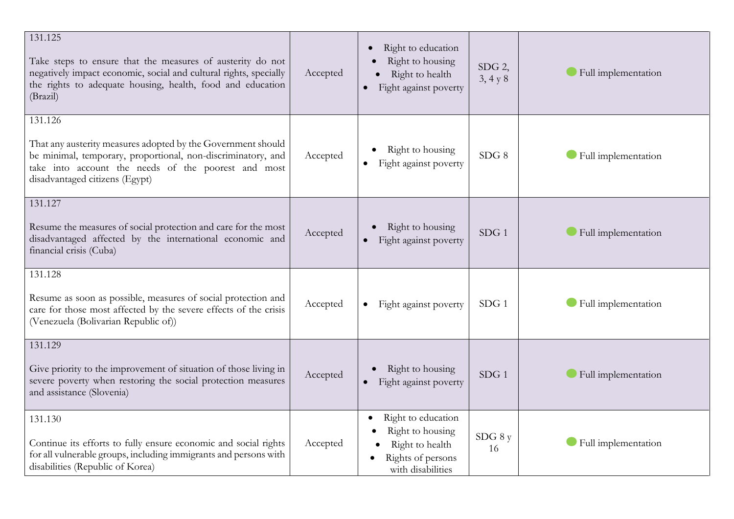| | | | | |
|---|---|---|---|---|
| 131.125<br><br>Take steps to ensure that the measures of austerity do not negatively impact economic, social and cultural rights, specially the rights to adequate housing, health, food and education (Brazil) | Accepted | • Right to education<br>• Right to housing<br>• Right to health<br>• Fight against poverty | SDG 2, 3, 4 y 8 | Full implementation |
| 131.126<br><br>That any austerity measures adopted by the Government should be minimal, temporary, proportional, non-discriminatory, and take into account the needs of the poorest and most disadvantaged citizens (Egypt) | Accepted | • Right to housing<br>• Fight against poverty | SDG 8 | Full implementation |
| 131.127<br><br>Resume the measures of social protection and care for the most disadvantaged affected by the international economic and financial crisis (Cuba) | Accepted | • Right to housing<br>• Fight against poverty | SDG 1 | Full implementation |
| 131.128<br><br>Resume as soon as possible, measures of social protection and care for those most affected by the severe effects of the crisis (Venezuela (Bolivarian Republic of)) | Accepted | • Fight against poverty | SDG 1 | Full implementation |
| 131.129<br><br>Give priority to the improvement of situation of those living in severe poverty when restoring the social protection measures and assistance (Slovenia) | Accepted | • Right to housing<br>• Fight against poverty | SDG 1 | Full implementation |
| 131.130<br><br>Continue its efforts to fully ensure economic and social rights for all vulnerable groups, including immigrants and persons with disabilities (Republic of Korea) | Accepted | • Right to education<br>• Right to housing<br>• Right to health<br>• Rights of persons with disabilities | SDG 8 y 16 | Full implementation |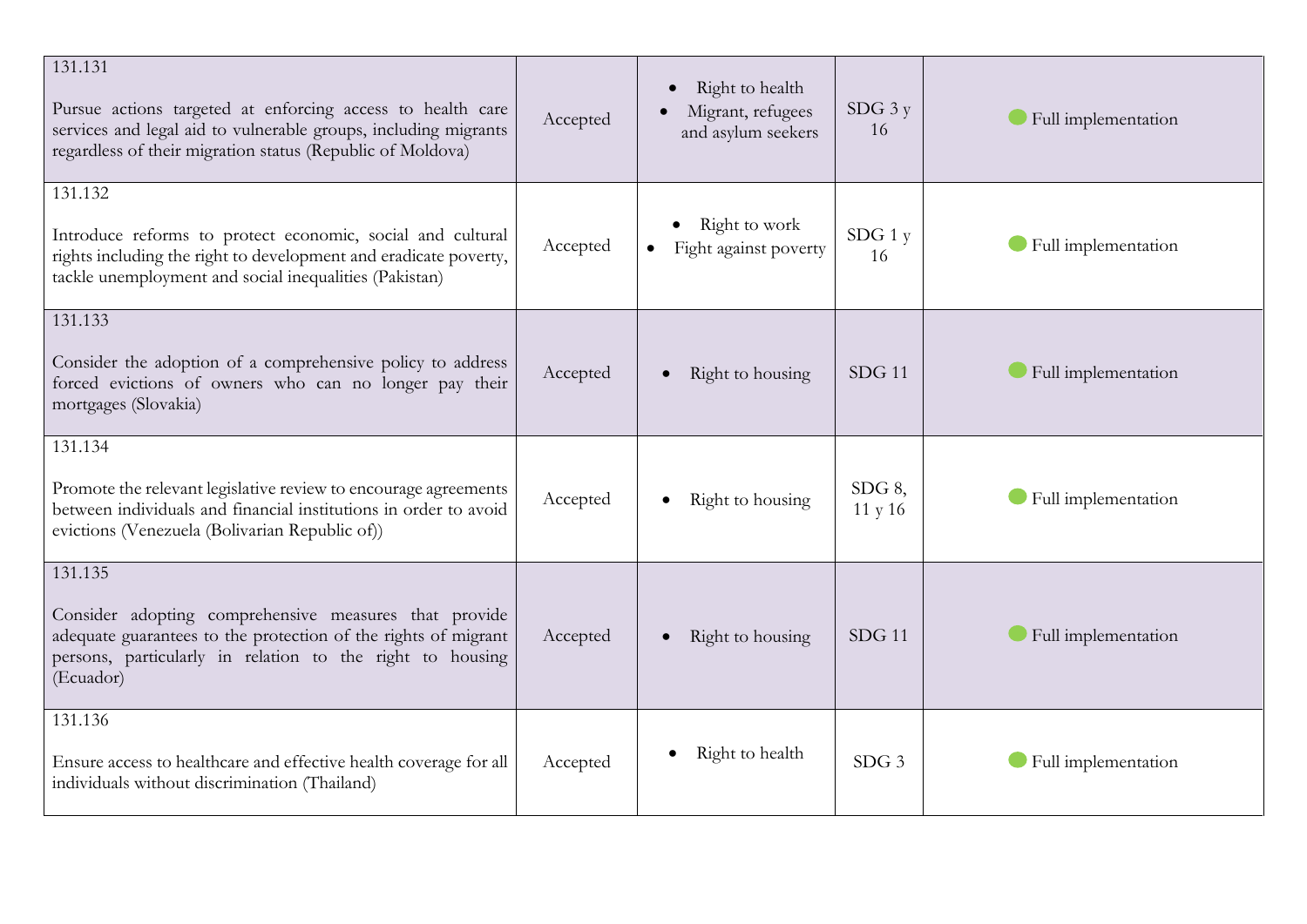| | | | | |
|---|---|---|---|---|
| 131.131<br><br>Pursue actions targeted at enforcing access to health care services and legal aid to vulnerable groups, including migrants regardless of their migration status (Republic of Moldova) | Accepted | • Right to health<br>• Migrant, refugees and asylum seekers | SDG 3 y 16 | Full implementation |
| 131.132<br><br>Introduce reforms to protect economic, social and cultural rights including the right to development and eradicate poverty, tackle unemployment and social inequalities (Pakistan) | Accepted | • Right to work<br>• Fight against poverty | SDG 1 y 16 | Full implementation |
| 131.133<br><br>Consider the adoption of a comprehensive policy to address forced evictions of owners who can no longer pay their mortgages (Slovakia) | Accepted | • Right to housing | SDG 11 | Full implementation |
| 131.134<br><br>Promote the relevant legislative review to encourage agreements between individuals and financial institutions in order to avoid evictions (Venezuela (Bolivarian Republic of)) | Accepted | • Right to housing | SDG 8, 11 y 16 | Full implementation |
| 131.135<br><br>Consider adopting comprehensive measures that provide adequate guarantees to the protection of the rights of migrant persons, particularly in relation to the right to housing (Ecuador) | Accepted | • Right to housing | SDG 11 | Full implementation |
| 131.136<br><br>Ensure access to healthcare and effective health coverage for all individuals without discrimination (Thailand) | Accepted | • Right to health | SDG 3 | Full implementation |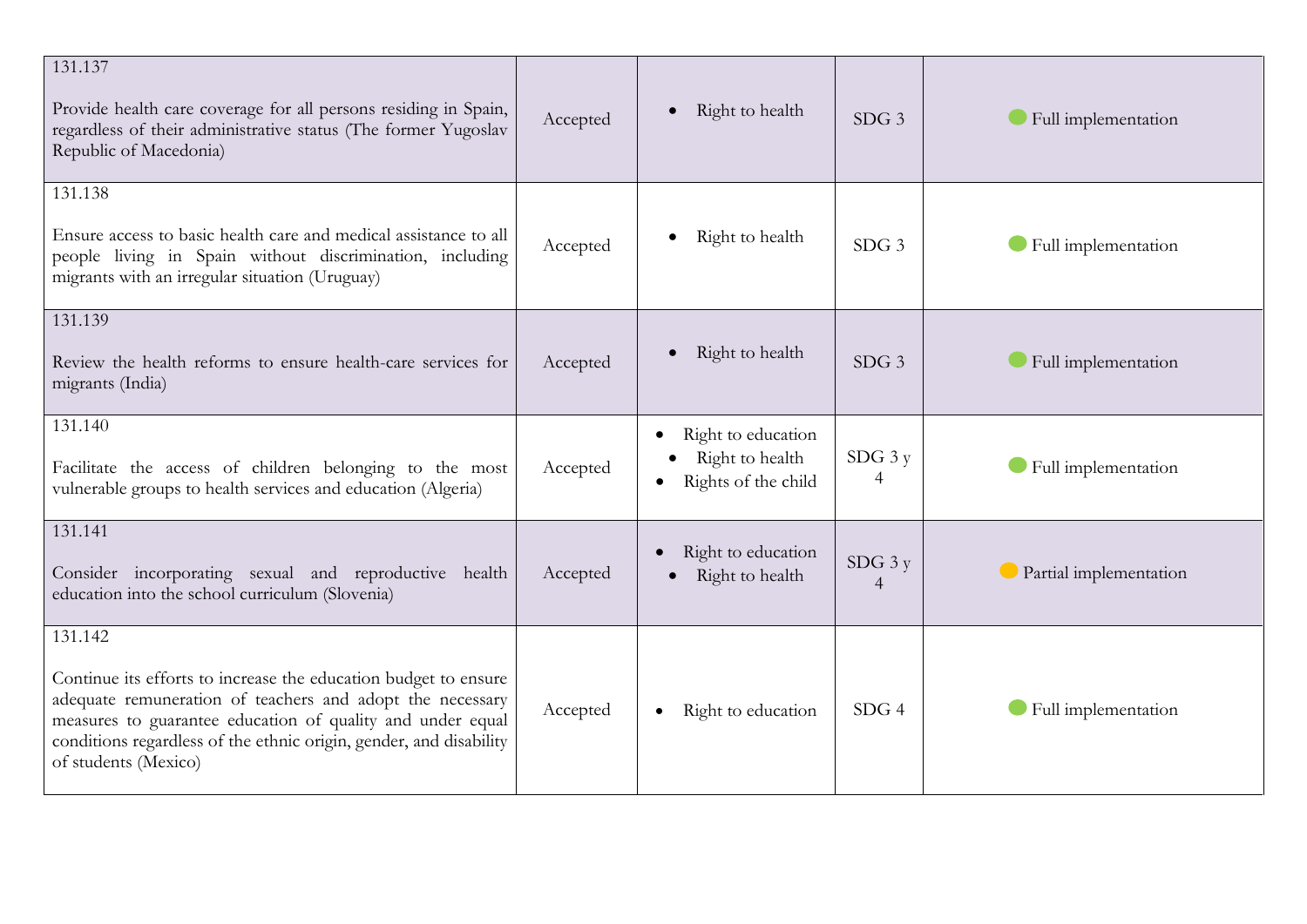| | | | | |
|---|---|---|---|---|
| 131.137<br><br>Provide health care coverage for all persons residing in Spain, regardless of their administrative status (The former Yugoslav Republic of Macedonia) | Accepted | • Right to health | SDG 3 | Full implementation |
| 131.138<br><br>Ensure access to basic health care and medical assistance to all people living in Spain without discrimination, including migrants with an irregular situation (Uruguay) | Accepted | • Right to health | SDG 3 | Full implementation |
| 131.139<br><br>Review the health reforms to ensure health-care services for migrants (India) | Accepted | • Right to health | SDG 3 | Full implementation |
| 131.140<br><br>Facilitate the access of children belonging to the most vulnerable groups to health services and education (Algeria) | Accepted | • Right to education<br>• Right to health<br>• Rights of the child | SDG 3 y 4 | Full implementation |
| 131.141<br><br>Consider incorporating sexual and reproductive health education into the school curriculum (Slovenia) | Accepted | • Right to education<br>• Right to health | SDG 3 y 4 | Partial implementation |
| 131.142<br><br>Continue its efforts to increase the education budget to ensure adequate remuneration of teachers and adopt the necessary measures to guarantee education of quality and under equal conditions regardless of the ethnic origin, gender, and disability of students (Mexico) | Accepted | • Right to education | SDG 4 | Full implementation |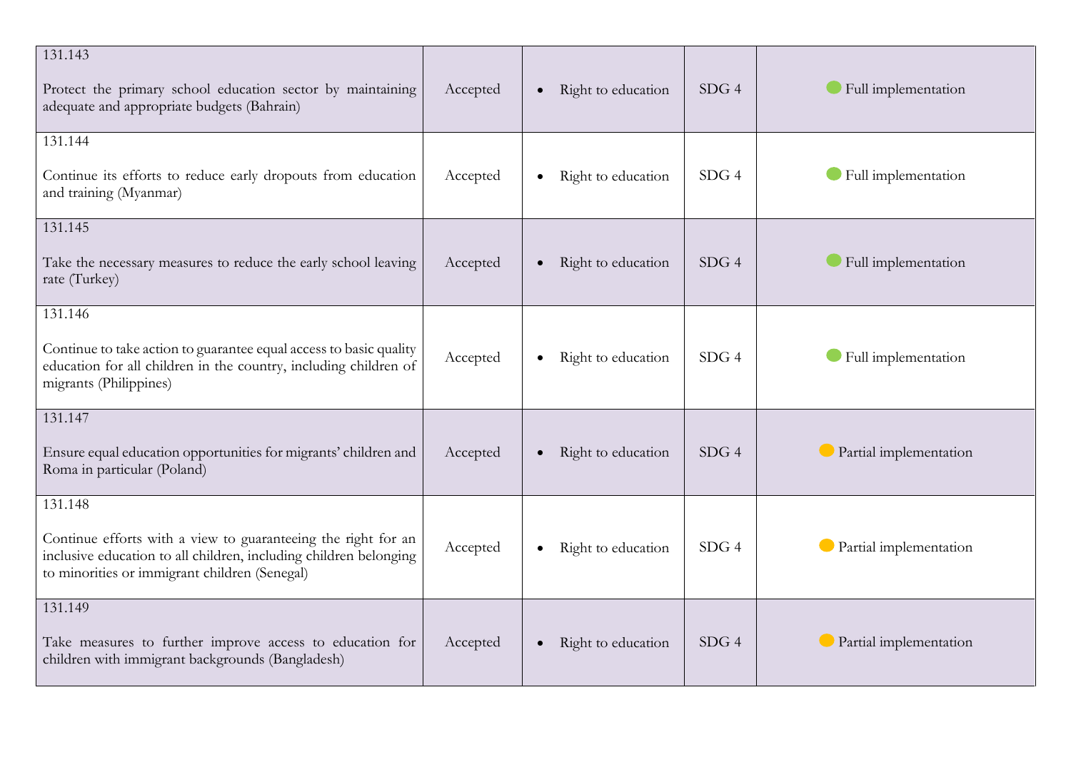| | | | | |
|---|---|---|---|---|
| 131.143<br><br>Protect the primary school education sector by maintaining adequate and appropriate budgets (Bahrain) | Accepted | • Right to education | SDG 4 | Full implementation |
| 131.144<br><br>Continue its efforts to reduce early dropouts from education and training (Myanmar) | Accepted | • Right to education | SDG 4 | Full implementation |
| 131.145<br><br>Take the necessary measures to reduce the early school leaving rate (Turkey) | Accepted | • Right to education | SDG 4 | Full implementation |
| 131.146<br><br>Continue to take action to guarantee equal access to basic quality education for all children in the country, including children of migrants (Philippines) | Accepted | • Right to education | SDG 4 | Full implementation |
| 131.147<br><br>Ensure equal education opportunities for migrants' children and Roma in particular (Poland) | Accepted | • Right to education | SDG 4 | Partial implementation |
| 131.148<br><br>Continue efforts with a view to guaranteeing the right for an inclusive education to all children, including children belonging to minorities or immigrant children (Senegal) | Accepted | • Right to education | SDG 4 | Partial implementation |
| 131.149<br><br>Take measures to further improve access to education for children with immigrant backgrounds (Bangladesh) | Accepted | • Right to education | SDG 4 | Partial implementation |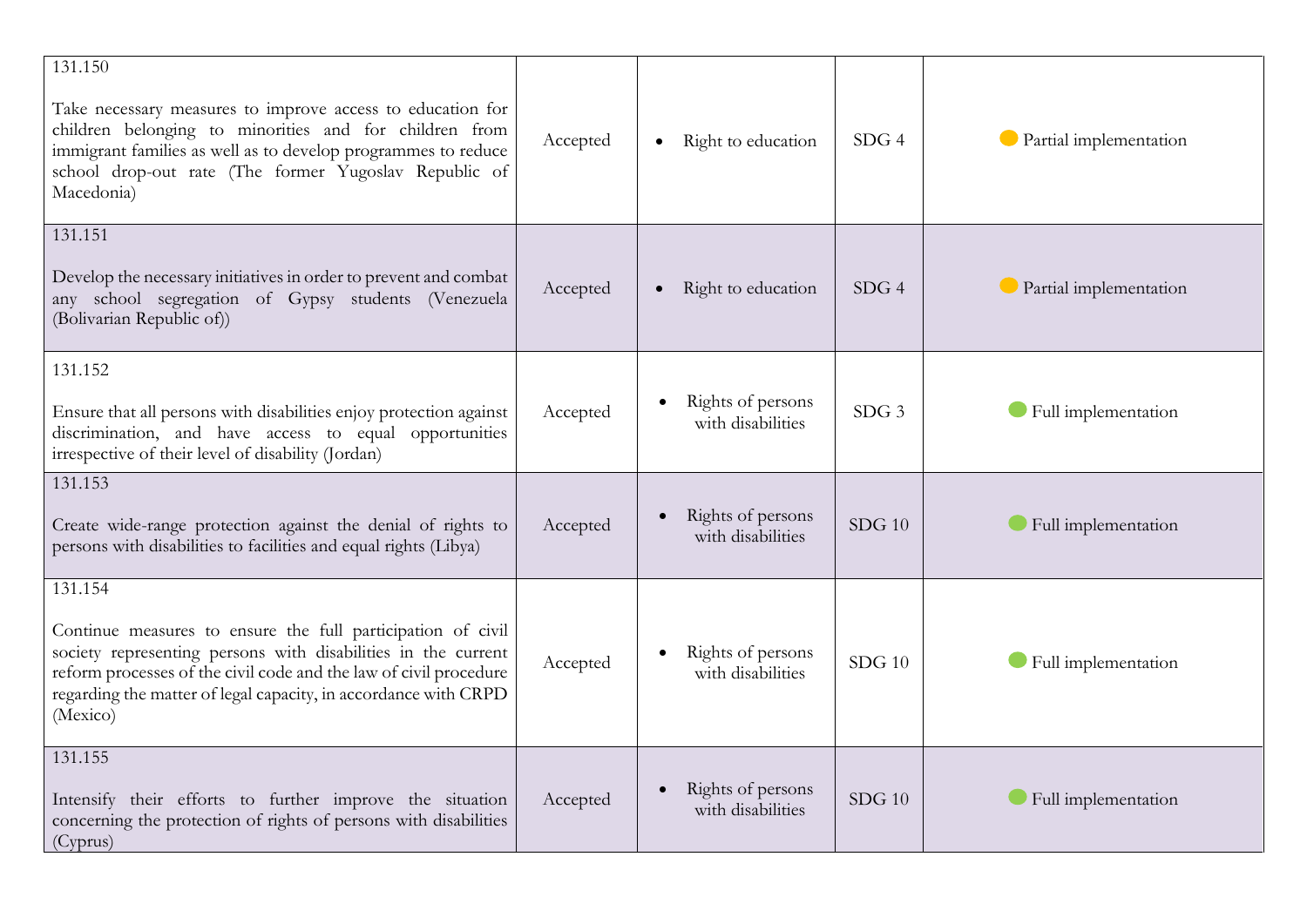| | | | | |
|---|---|---|---|---|
| 131.150<br><br>Take necessary measures to improve access to education for children belonging to minorities and for children from immigrant families as well as to develop programmes to reduce school drop-out rate (The former Yugoslav Republic of Macedonia) | Accepted | • Right to education | SDG 4 | Partial implementation |
| 131.151<br><br>Develop the necessary initiatives in order to prevent and combat any school segregation of Gypsy students (Venezuela (Bolivarian Republic of)) | Accepted | • Right to education | SDG 4 | Partial implementation |
| 131.152<br><br>Ensure that all persons with disabilities enjoy protection against discrimination, and have access to equal opportunities irrespective of their level of disability (Jordan) | Accepted | • Rights of persons with disabilities | SDG 3 | Full implementation |
| 131.153<br><br>Create wide-range protection against the denial of rights to persons with disabilities to facilities and equal rights (Libya) | Accepted | • Rights of persons with disabilities | SDG 10 | Full implementation |
| 131.154<br><br>Continue measures to ensure the full participation of civil society representing persons with disabilities in the current reform processes of the civil code and the law of civil procedure regarding the matter of legal capacity, in accordance with CRPD (Mexico) | Accepted | • Rights of persons with disabilities | SDG 10 | Full implementation |
| 131.155<br><br>Intensify their efforts to further improve the situation concerning the protection of rights of persons with disabilities (Cyprus) | Accepted | • Rights of persons with disabilities | SDG 10 | Full implementation |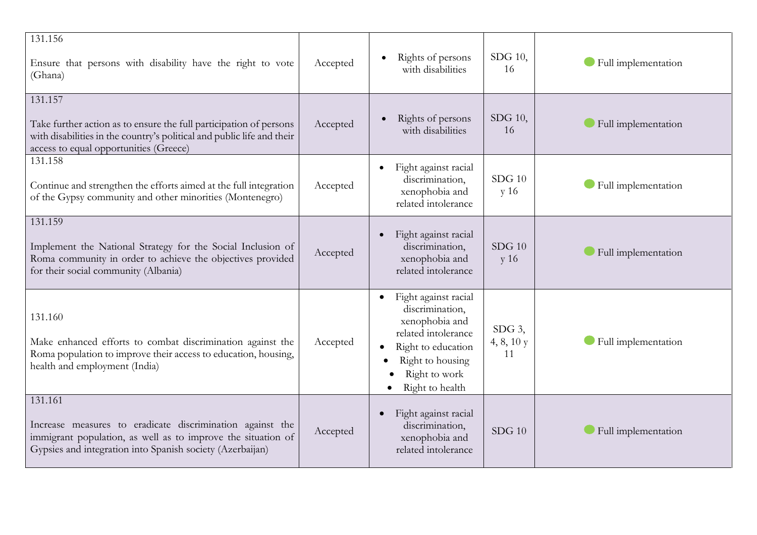| | | | | |
|---|---|---|---|---|
| 131.156<br><br>Ensure that persons with disability have the right to vote (Ghana) | Accepted | • Rights of persons with disabilities | SDG 10, 16 | Full implementation |
| 131.157<br><br>Take further action as to ensure the full participation of persons with disabilities in the country's political and public life and their access to equal opportunities (Greece) | Accepted | • Rights of persons with disabilities | SDG 10, 16 | Full implementation |
| 131.158<br><br>Continue and strengthen the efforts aimed at the full integration of the Gypsy community and other minorities (Montenegro) | Accepted | • Fight against racial discrimination, xenophobia and related intolerance | SDG 10 y 16 | Full implementation |
| 131.159<br><br>Implement the National Strategy for the Social Inclusion of Roma community in order to achieve the objectives provided for their social community (Albania) | Accepted | • Fight against racial discrimination, xenophobia and related intolerance | SDG 10 y 16 | Full implementation |
| 131.160<br><br>Make enhanced efforts to combat discrimination against the Roma population to improve their access to education, housing, health and employment (India) | Accepted | • Fight against racial discrimination, xenophobia and related intolerance<br>• Right to education<br>• Right to housing<br>• Right to work<br>• Right to health | SDG 3, 4, 8, 10 y 11 | Full implementation |
| 131.161<br><br>Increase measures to eradicate discrimination against the immigrant population, as well as to improve the situation of Gypsies and integration into Spanish society (Azerbaijan) | Accepted | • Fight against racial discrimination, xenophobia and related intolerance | SDG 10 | Full implementation |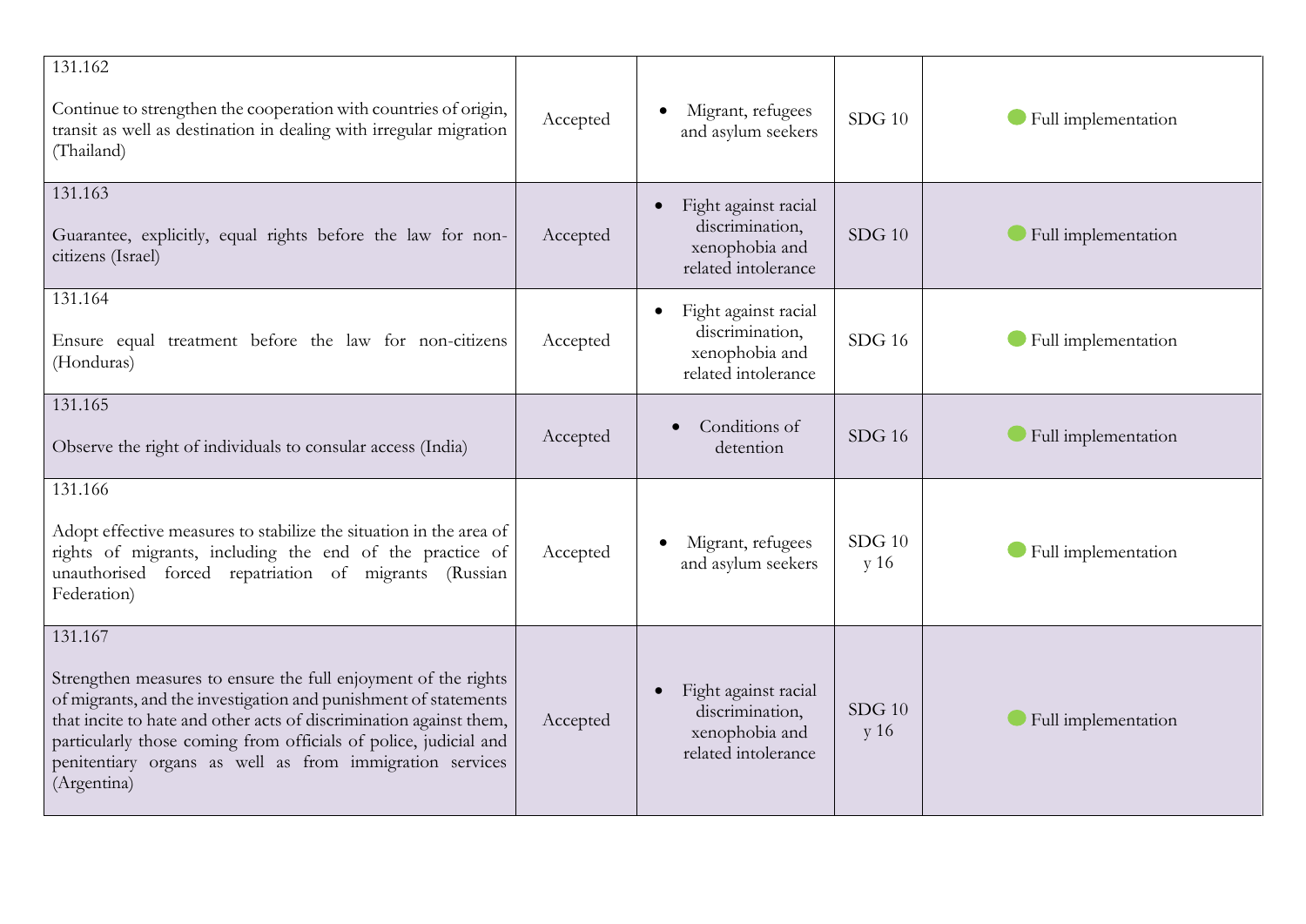| | | | | |
|---|---|---|---|---|
| 131.162<br><br>Continue to strengthen the cooperation with countries of origin, transit as well as destination in dealing with irregular migration (Thailand) | Accepted | • Migrant, refugees and asylum seekers | SDG 10 | Full implementation |
| 131.163<br><br>Guarantee, explicitly, equal rights before the law for non-citizens (Israel) | Accepted | • Fight against racial discrimination, xenophobia and related intolerance | SDG 10 | Full implementation |
| 131.164<br><br>Ensure equal treatment before the law for non-citizens (Honduras) | Accepted | • Fight against racial discrimination, xenophobia and related intolerance | SDG 16 | Full implementation |
| 131.165<br><br>Observe the right of individuals to consular access (India) | Accepted | • Conditions of detention | SDG 16 | Full implementation |
| 131.166<br><br>Adopt effective measures to stabilize the situation in the area of rights of migrants, including the end of the practice of unauthorised forced repatriation of migrants (Russian Federation) | Accepted | • Migrant, refugees and asylum seekers | SDG 10 y 16 | Full implementation |
| 131.167<br><br>Strengthen measures to ensure the full enjoyment of the rights of migrants, and the investigation and punishment of statements that incite to hate and other acts of discrimination against them, particularly those coming from officials of police, judicial and penitentiary organs as well as from immigration services (Argentina) | Accepted | • Fight against racial discrimination, xenophobia and related intolerance | SDG 10 y 16 | Full implementation |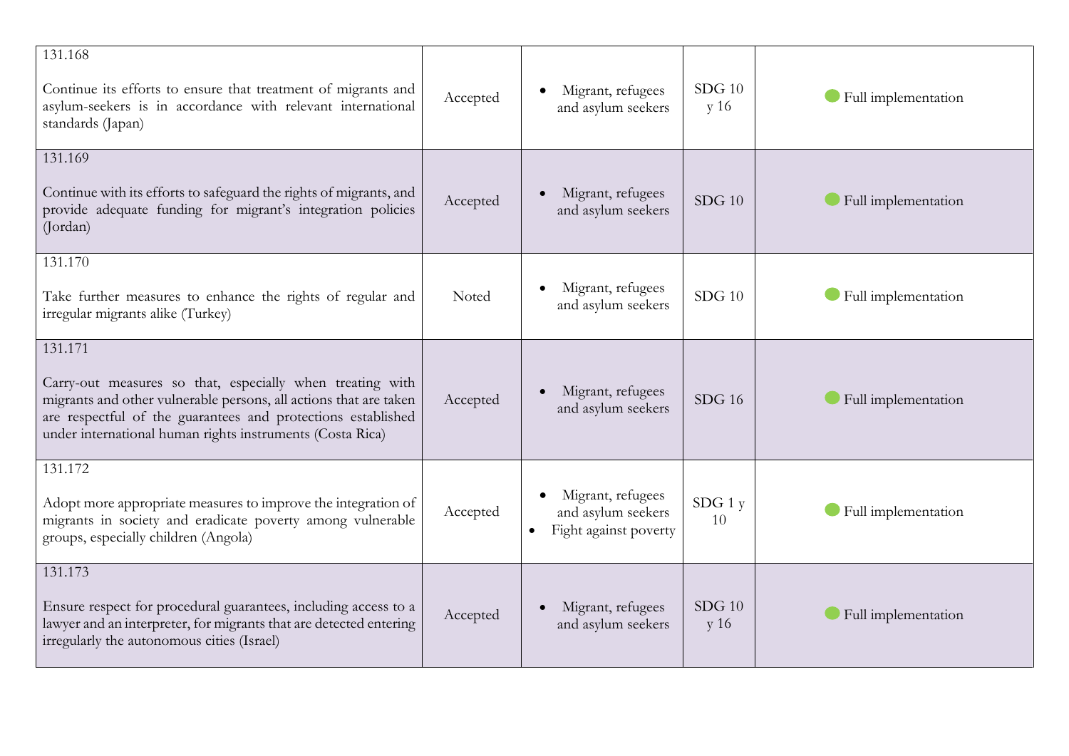| | | | | |
|---|---|---|---|---|
| 131.168<br><br>Continue its efforts to ensure that treatment of migrants and asylum-seekers is in accordance with relevant international standards (Japan) | Accepted | • Migrant, refugees and asylum seekers | SDG 10 y 16 | Full implementation |
| 131.169<br><br>Continue with its efforts to safeguard the rights of migrants, and provide adequate funding for migrant's integration policies (Jordan) | Accepted | • Migrant, refugees and asylum seekers | SDG 10 | Full implementation |
| 131.170<br><br>Take further measures to enhance the rights of regular and irregular migrants alike (Turkey) | Noted | • Migrant, refugees and asylum seekers | SDG 10 | Full implementation |
| 131.171<br><br>Carry-out measures so that, especially when treating with migrants and other vulnerable persons, all actions that are taken are respectful of the guarantees and protections established under international human rights instruments (Costa Rica) | Accepted | • Migrant, refugees and asylum seekers | SDG 16 | Full implementation |
| 131.172<br><br>Adopt more appropriate measures to improve the integration of migrants in society and eradicate poverty among vulnerable groups, especially children (Angola) | Accepted | • Migrant, refugees and asylum seekers<br>• Fight against poverty | SDG 1 y 10 | Full implementation |
| 131.173<br><br>Ensure respect for procedural guarantees, including access to a lawyer and an interpreter, for migrants that are detected entering irregularly the autonomous cities (Israel) | Accepted | • Migrant, refugees and asylum seekers | SDG 10 y 16 | Full implementation |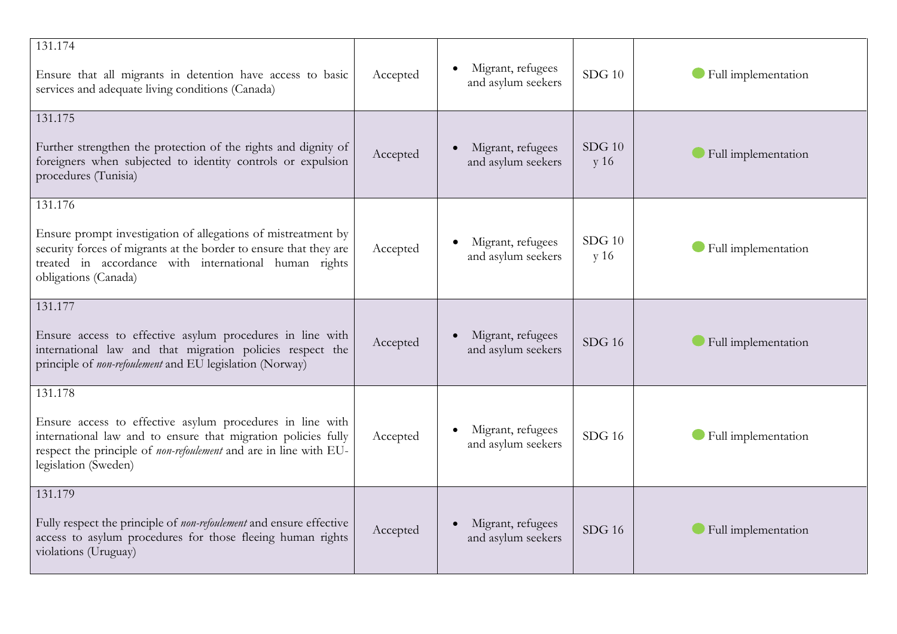| | | | | |
|---|---|---|---|---|
| 131.174<br><br>Ensure that all migrants in detention have access to basic services and adequate living conditions (Canada) | Accepted | • Migrant, refugees and asylum seekers | SDG 10 | Full implementation |
| 131.175<br><br>Further strengthen the protection of the rights and dignity of foreigners when subjected to identity controls or expulsion procedures (Tunisia) | Accepted | • Migrant, refugees and asylum seekers | SDG 10 y 16 | Full implementation |
| 131.176<br><br>Ensure prompt investigation of allegations of mistreatment by security forces of migrants at the border to ensure that they are treated in accordance with international human rights obligations (Canada) | Accepted | • Migrant, refugees and asylum seekers | SDG 10 y 16 | Full implementation |
| 131.177<br><br>Ensure access to effective asylum procedures in line with international law and that migration policies respect the principle of *non-refoulement* and EU legislation (Norway) | Accepted | • Migrant, refugees and asylum seekers | SDG 16 | Full implementation |
| 131.178<br><br>Ensure access to effective asylum procedures in line with international law and to ensure that migration policies fully respect the principle of *non-refoulement* and are in line with EU-legislation (Sweden) | Accepted | • Migrant, refugees and asylum seekers | SDG 16 | Full implementation |
| 131.179<br><br>Fully respect the principle of *non-refoulement* and ensure effective access to asylum procedures for those fleeing human rights violations (Uruguay) | Accepted | • Migrant, refugees and asylum seekers | SDG 16 | Full implementation |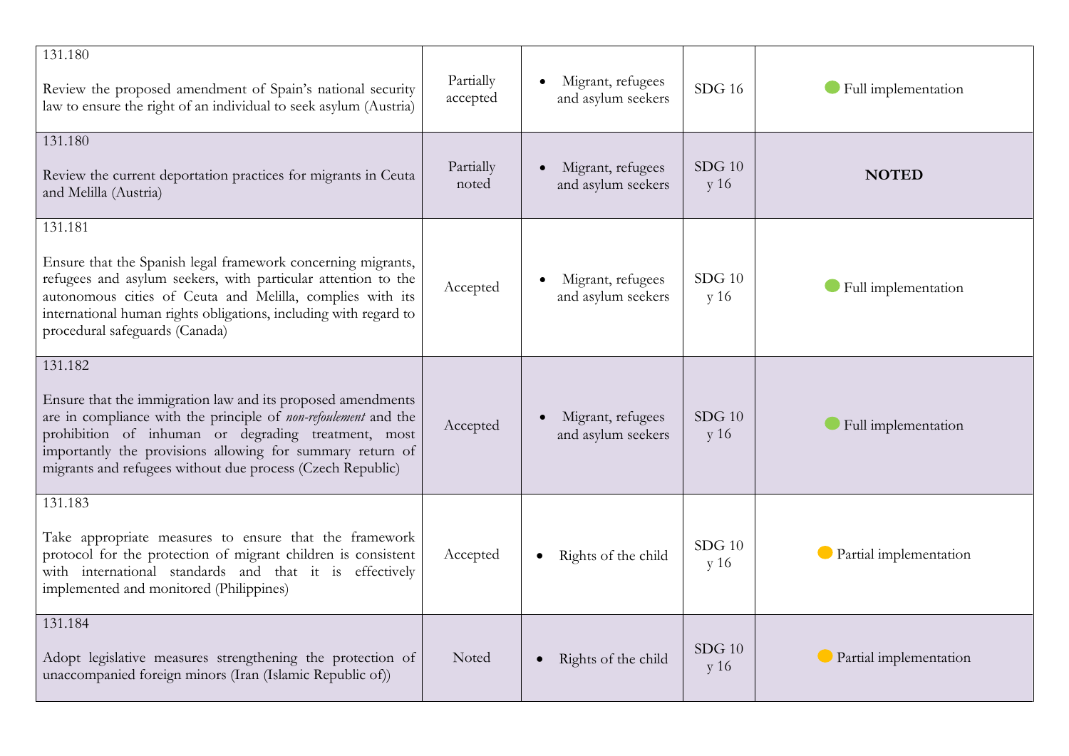| | | | | |
|---|---|---|---|---|
| 131.180<br><br>Review the proposed amendment of Spain's national security law to ensure the right of an individual to seek asylum (Austria) | Partially accepted | • Migrant, refugees and asylum seekers | SDG 16 | Full implementation |
| 131.180<br><br>Review the current deportation practices for migrants in Ceuta and Melilla (Austria) | Partially noted | • Migrant, refugees and asylum seekers | SDG 10 y 16 | **NOTED** |
| 131.181<br><br>Ensure that the Spanish legal framework concerning migrants, refugees and asylum seekers, with particular attention to the autonomous cities of Ceuta and Melilla, complies with its international human rights obligations, including with regard to procedural safeguards (Canada) | Accepted | • Migrant, refugees and asylum seekers | SDG 10 y 16 | Full implementation |
| 131.182<br><br>Ensure that the immigration law and its proposed amendments are in compliance with the principle of *non-refoulement* and the prohibition of inhuman or degrading treatment, most importantly the provisions allowing for summary return of migrants and refugees without due process (Czech Republic) | Accepted | • Migrant, refugees and asylum seekers | SDG 10 y 16 | Full implementation |
| 131.183<br><br>Take appropriate measures to ensure that the framework protocol for the protection of migrant children is consistent with international standards and that it is effectively implemented and monitored (Philippines) | Accepted | • Rights of the child | SDG 10 y 16 | Partial implementation |
| 131.184<br><br>Adopt legislative measures strengthening the protection of unaccompanied foreign minors (Iran (Islamic Republic of)) | Noted | • Rights of the child | SDG 10 y 16 | Partial implementation |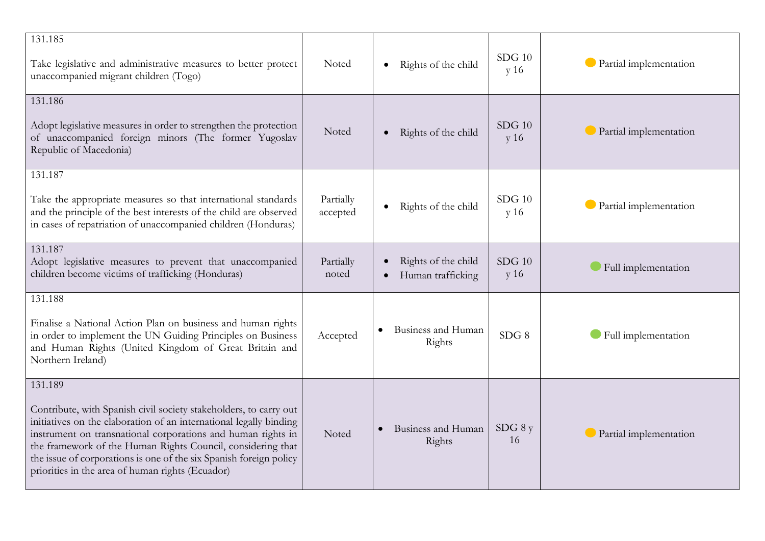| | | | | |
|---|---|---|---|---|
| 131.185<br><br>Take legislative and administrative measures to better protect unaccompanied migrant children (Togo) | Noted | • Rights of the child | SDG 10 y 16 | Partial implementation |
| 131.186<br><br>Adopt legislative measures in order to strengthen the protection of unaccompanied foreign minors (The former Yugoslav Republic of Macedonia) | Noted | • Rights of the child | SDG 10 y 16 | Partial implementation |
| 131.187<br><br>Take the appropriate measures so that international standards and the principle of the best interests of the child are observed in cases of repatriation of unaccompanied children (Honduras) | Partially accepted | • Rights of the child | SDG 10 y 16 | Partial implementation |
| 131.187<br>Adopt legislative measures to prevent that unaccompanied children become victims of trafficking (Honduras) | Partially noted | • Rights of the child<br>• Human trafficking | SDG 10 y 16 | Full implementation |
| 131.188<br><br>Finalise a National Action Plan on business and human rights in order to implement the UN Guiding Principles on Business and Human Rights (United Kingdom of Great Britain and Northern Ireland) | Accepted | • Business and Human Rights | SDG 8 | Full implementation |
| 131.189<br><br>Contribute, with Spanish civil society stakeholders, to carry out initiatives on the elaboration of an international legally binding instrument on transnational corporations and human rights in the framework of the Human Rights Council, considering that the issue of corporations is one of the six Spanish foreign policy priorities in the area of human rights (Ecuador) | Noted | • Business and Human Rights | SDG 8 y 16 | Partial implementation |